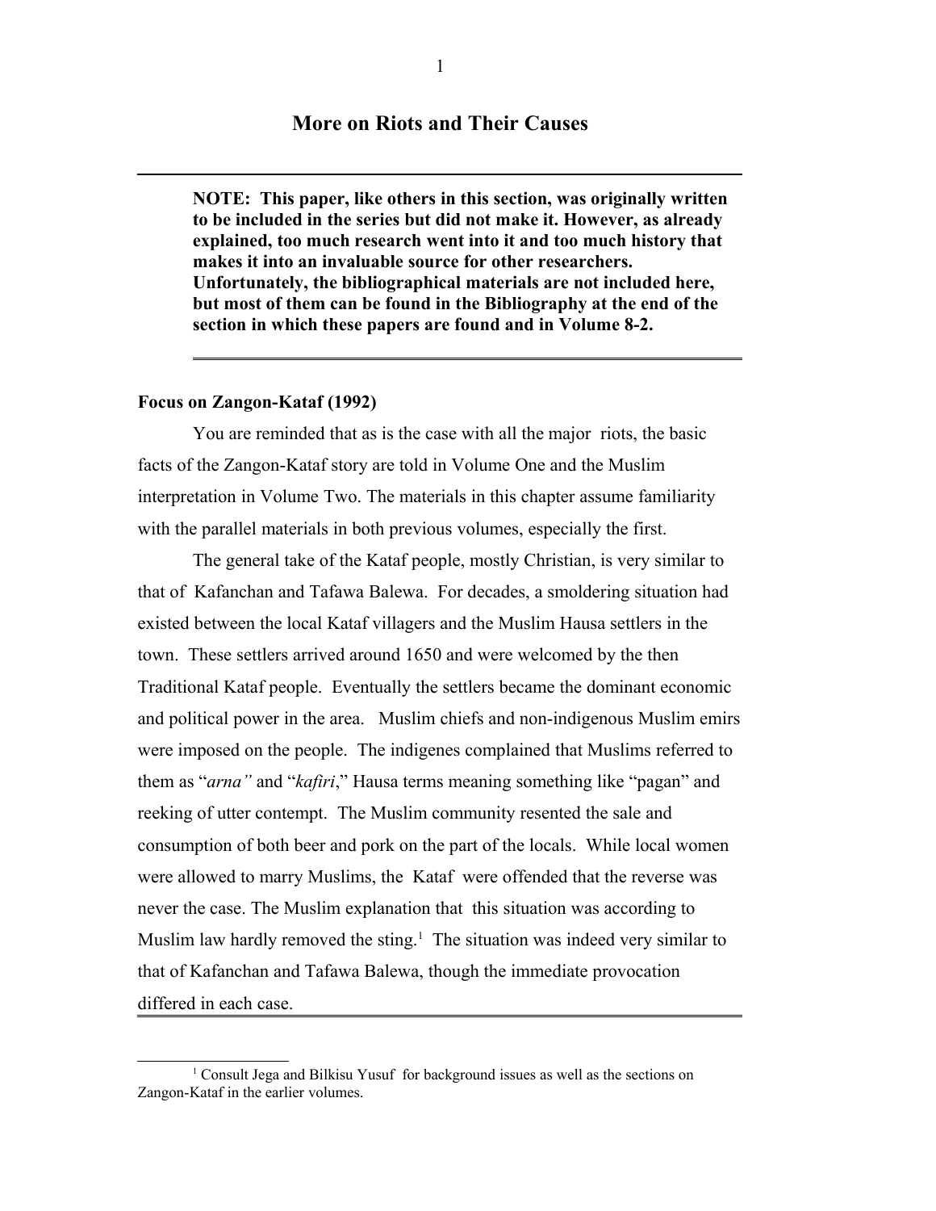# More on Riots and Their Causes

**NOTE: This paper, like others in this section, was originally written to be included in the series but did not make it. However, as already explained, too much research went into it and too much history that makes it into an invaluable source for other researchers. Unfortunately, the bibliographical materials are not included here, but most of them can be found in the Bibliography at the end of the section in which these papers are found and in Volume 8-2.**

### Focus on Zangon-Kataf (1992)

You are reminded that as is the case with all the major riots, the basic facts of the Zangon-Kataf story are told in Volume One and the Muslim interpretation in Volume Two. The materials in this chapter assume familiarity with the parallel materials in both previous volumes, especially the first.

The general take of the Kataf people, mostly Christian, is very similar to that of Kafanchan and Tafawa Balewa. For decades, a smoldering situation had existed between the local Kataf villagers and the Muslim Hausa settlers in the town. These settlers arrived around 1650 and were welcomed by the then Traditional Kataf people. Eventually the settlers became the dominant economic and political power in the area. Muslim chiefs and non-indigenous Muslim emirs were imposed on the people. The indigenes complained that Muslims referred to them as "*arna"* and "*kafiri*," Hausa terms meaning something like "pagan" and reeking of utter contempt. The Muslim community resented the sale and consumption of both beer and pork on the part of the locals. While local women were allowed to marry Muslims, the Kataf were offended that the reverse was never the case. The Muslim explanation that this situation was according to Muslim law hardly removed the sting.[1] The situation was indeed very similar to that of Kafanchan and Tafawa Balewa, though the immediate provocation differed in each case.

[1] Consult Jega and Bilkisu Yusuf for background issues as well as the sections on Zangon-Kataf in the earlier volumes.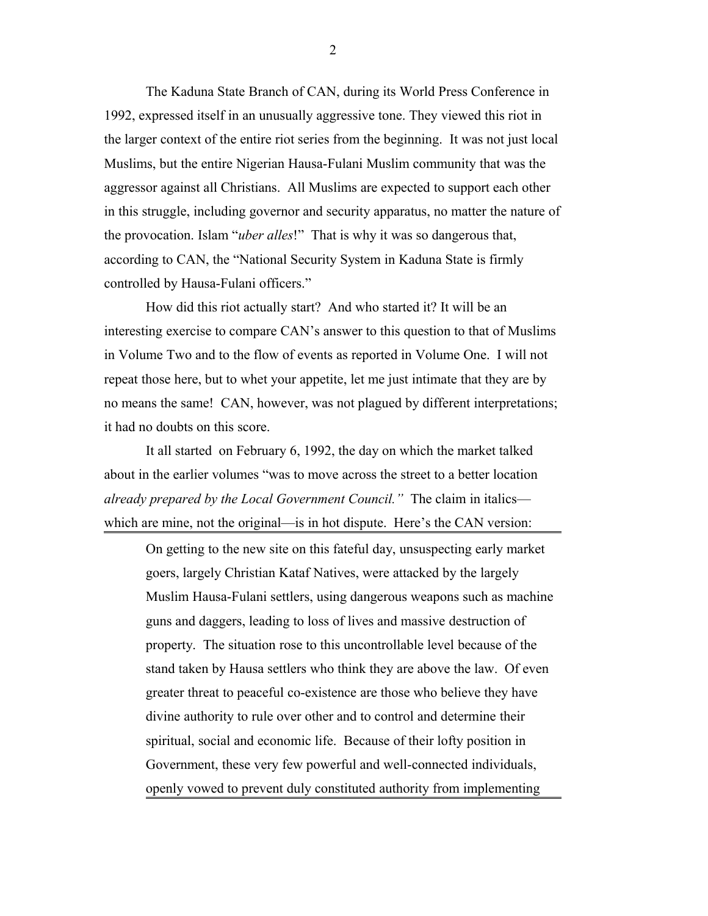The Kaduna State Branch of CAN, during its World Press Conference in 1992, expressed itself in an unusually aggressive tone. They viewed this riot in the larger context of the entire riot series from the beginning. It was not just local Muslims, but the entire Nigerian Hausa-Fulani Muslim community that was the aggressor against all Christians. All Muslims are expected to support each other in this struggle, including governor and security apparatus, no matter the nature of the provocation. Islam "*uber alles*!" That is why it was so dangerous that, according to CAN, the "National Security System in Kaduna State is firmly controlled by Hausa-Fulani officers."

How did this riot actually start? And who started it? It will be an interesting exercise to compare CAN's answer to this question to that of Muslims in Volume Two and to the flow of events as reported in Volume One. I will not repeat those here, but to whet your appetite, let me just intimate that they are by no means the same! CAN, however, was not plagued by different interpretations; it had no doubts on this score.

It all started on February 6, 1992, the day on which the market talked about in the earlier volumes "was to move across the street to a better location *already prepared by the Local Government Council."* The claim in italics—which are mine, not the original—is in hot dispute. Here's the CAN version:

> On getting to the new site on this fateful day, unsuspecting early market goers, largely Christian Kataf Natives, were attacked by the largely Muslim Hausa-Fulani settlers, using dangerous weapons such as machine guns and daggers, leading to loss of lives and massive destruction of property. The situation rose to this uncontrollable level because of the stand taken by Hausa settlers who think they are above the law. Of even greater threat to peaceful co-existence are those who believe they have divine authority to rule over other and to control and determine their spiritual, social and economic life. Because of their lofty position in Government, these very few powerful and well-connected individuals, openly vowed to prevent duly constituted authority from implementing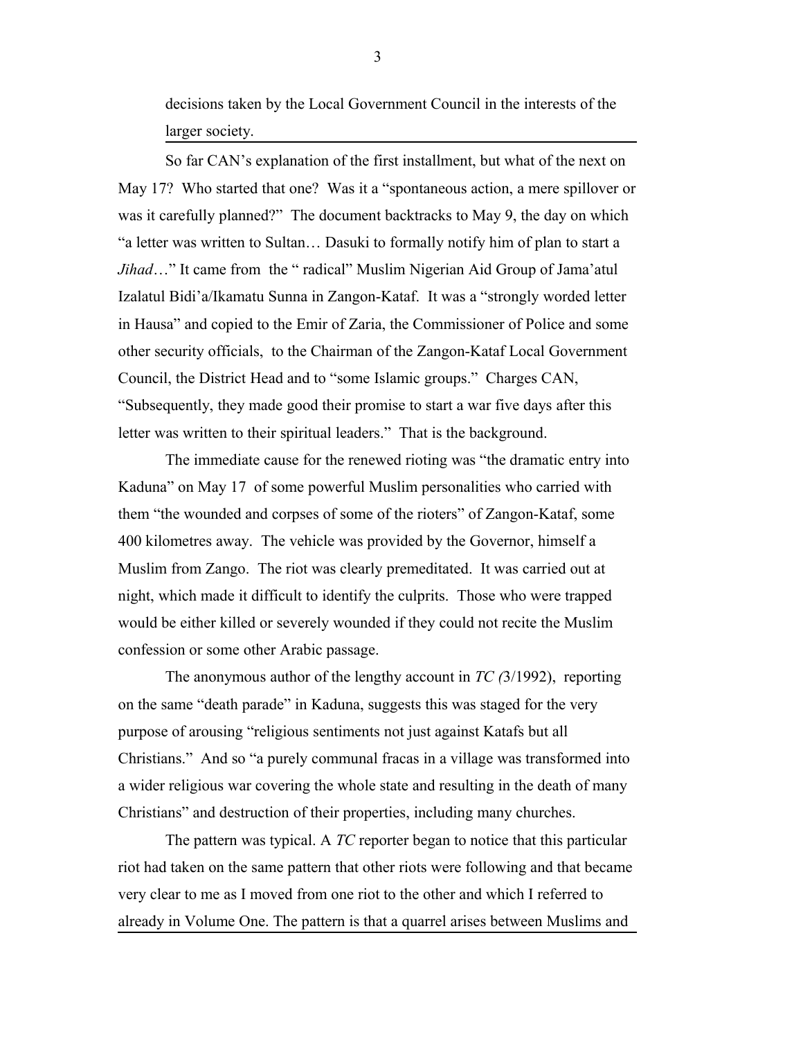decisions taken by the Local Government Council in the interests of the larger society.

So far CAN's explanation of the first installment, but what of the next on May 17? Who started that one? Was it a "spontaneous action, a mere spillover or was it carefully planned?" The document backtracks to May 9, the day on which "a letter was written to Sultan… Dasuki to formally notify him of plan to start a *Jihad*…" It came from the " radical" Muslim Nigerian Aid Group of Jama'atul Izalatul Bidi'a/Ikamatu Sunna in Zangon-Kataf. It was a "strongly worded letter in Hausa" and copied to the Emir of Zaria, the Commissioner of Police and some other security officials, to the Chairman of the Zangon-Kataf Local Government Council, the District Head and to "some Islamic groups." Charges CAN, "Subsequently, they made good their promise to start a war five days after this letter was written to their spiritual leaders." That is the background.

The immediate cause for the renewed rioting was "the dramatic entry into Kaduna" on May 17 of some powerful Muslim personalities who carried with them "the wounded and corpses of some of the rioters" of Zangon-Kataf, some 400 kilometres away. The vehicle was provided by the Governor, himself a Muslim from Zango. The riot was clearly premeditated. It was carried out at night, which made it difficult to identify the culprits. Those who were trapped would be either killed or severely wounded if they could not recite the Muslim confession or some other Arabic passage.

The anonymous author of the lengthy account in *TC (*3/1992), reporting on the same "death parade" in Kaduna, suggests this was staged for the very purpose of arousing "religious sentiments not just against Katafs but all Christians." And so "a purely communal fracas in a village was transformed into a wider religious war covering the whole state and resulting in the death of many Christians" and destruction of their properties, including many churches.

The pattern was typical. A *TC* reporter began to notice that this particular riot had taken on the same pattern that other riots were following and that became very clear to me as I moved from one riot to the other and which I referred to already in Volume One. The pattern is that a quarrel arises between Muslims and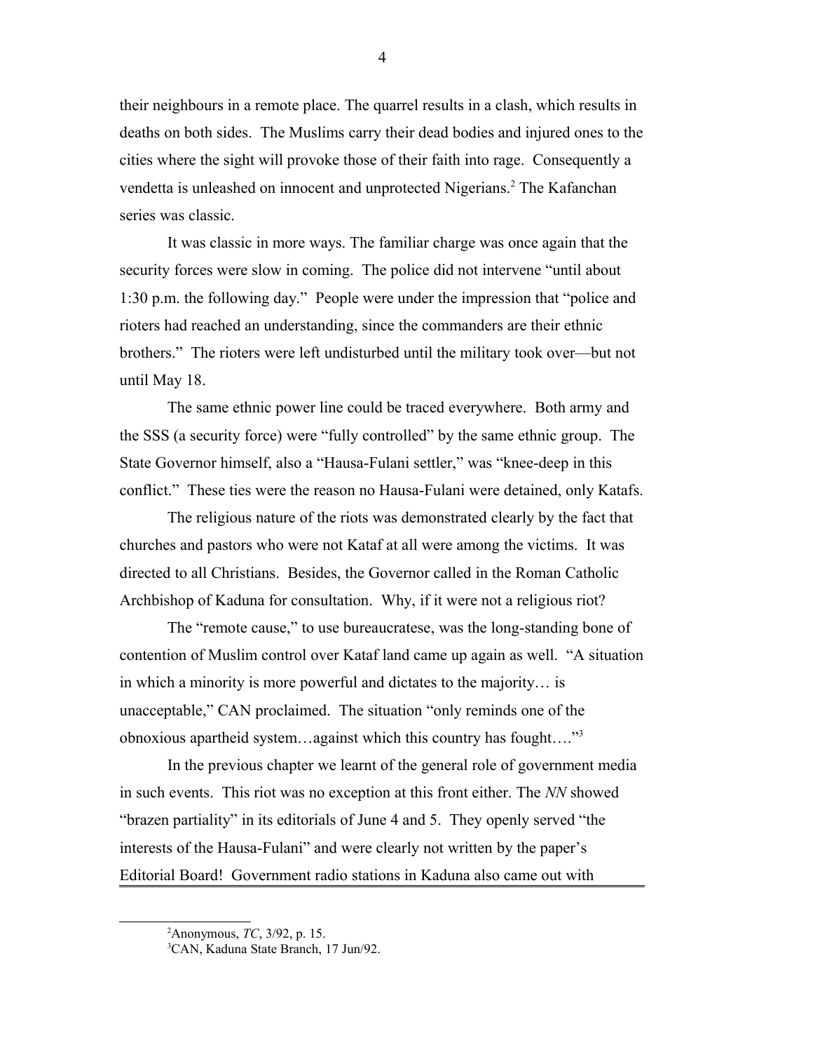their neighbours in a remote place. The quarrel results in a clash, which results in deaths on both sides. The Muslims carry their dead bodies and injured ones to the cities where the sight will provoke those of their faith into rage. Consequently a vendetta is unleashed on innocent and unprotected Nigerians.[2] The Kafanchan series was classic.

It was classic in more ways. The familiar charge was once again that the security forces were slow in coming. The police did not intervene "until about 1:30 p.m. the following day." People were under the impression that "police and rioters had reached an understanding, since the commanders are their ethnic brothers." The rioters were left undisturbed until the military took over—but not until May 18.

The same ethnic power line could be traced everywhere. Both army and the SSS (a security force) were "fully controlled" by the same ethnic group. The State Governor himself, also a "Hausa-Fulani settler," was "knee-deep in this conflict." These ties were the reason no Hausa-Fulani were detained, only Katafs.

The religious nature of the riots was demonstrated clearly by the fact that churches and pastors who were not Kataf at all were among the victims. It was directed to all Christians. Besides, the Governor called in the Roman Catholic Archbishop of Kaduna for consultation. Why, if it were not a religious riot?

The "remote cause," to use bureaucratese, was the long-standing bone of contention of Muslim control over Kataf land came up again as well. "A situation in which a minority is more powerful and dictates to the majority… is unacceptable," CAN proclaimed. The situation "only reminds one of the obnoxious apartheid system…against which this country has fought…."[3]

In the previous chapter we learnt of the general role of government media in such events. This riot was no exception at this front either. The *NN* showed "brazen partiality" in its editorials of June 4 and 5. They openly served "the interests of the Hausa-Fulani" and were clearly not written by the paper's Editorial Board! Government radio stations in Kaduna also came out with

---

[2] Anonymous, *TC*, 3/92, p. 15.

[3] CAN, Kaduna State Branch, 17 Jun/92.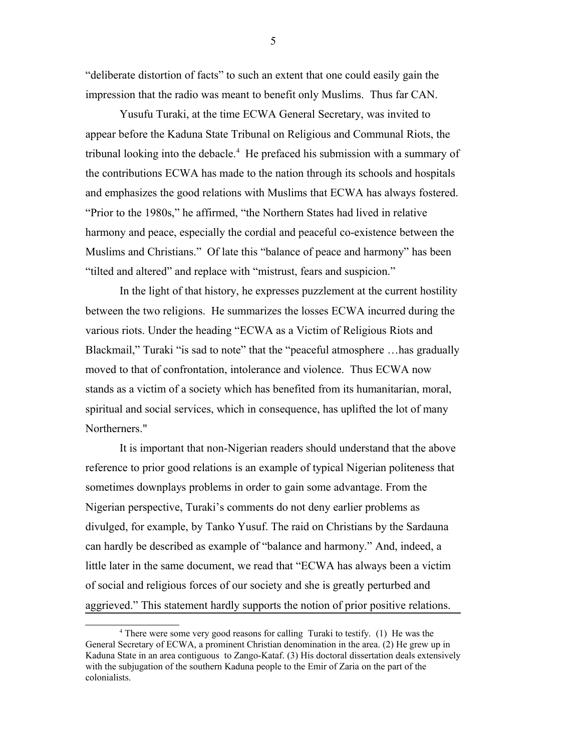"deliberate distortion of facts" to such an extent that one could easily gain the impression that the radio was meant to benefit only Muslims. Thus far CAN.

Yusufu Turaki, at the time ECWA General Secretary, was invited to appear before the Kaduna State Tribunal on Religious and Communal Riots, the tribunal looking into the debacle.[4] He prefaced his submission with a summary of the contributions ECWA has made to the nation through its schools and hospitals and emphasizes the good relations with Muslims that ECWA has always fostered. "Prior to the 1980s," he affirmed, "the Northern States had lived in relative harmony and peace, especially the cordial and peaceful co-existence between the Muslims and Christians." Of late this "balance of peace and harmony" has been "tilted and altered" and replace with "mistrust, fears and suspicion."

In the light of that history, he expresses puzzlement at the current hostility between the two religions. He summarizes the losses ECWA incurred during the various riots. Under the heading "ECWA as a Victim of Religious Riots and Blackmail," Turaki "is sad to note" that the "peaceful atmosphere …has gradually moved to that of confrontation, intolerance and violence. Thus ECWA now stands as a victim of a society which has benefited from its humanitarian, moral, spiritual and social services, which in consequence, has uplifted the lot of many Northerners."

It is important that non-Nigerian readers should understand that the above reference to prior good relations is an example of typical Nigerian politeness that sometimes downplays problems in order to gain some advantage. From the Nigerian perspective, Turaki's comments do not deny earlier problems as divulged, for example, by Tanko Yusuf. The raid on Christians by the Sardauna can hardly be described as example of "balance and harmony." And, indeed, a little later in the same document, we read that "ECWA has always been a victim of social and religious forces of our society and she is greatly perturbed and aggrieved." This statement hardly supports the notion of prior positive relations.

[4] There were some very good reasons for calling Turaki to testify. (1) He was the General Secretary of ECWA, a prominent Christian denomination in the area. (2) He grew up in Kaduna State in an area contiguous to Zango-Kataf. (3) His doctoral dissertation deals extensively with the subjugation of the southern Kaduna people to the Emir of Zaria on the part of the colonialists.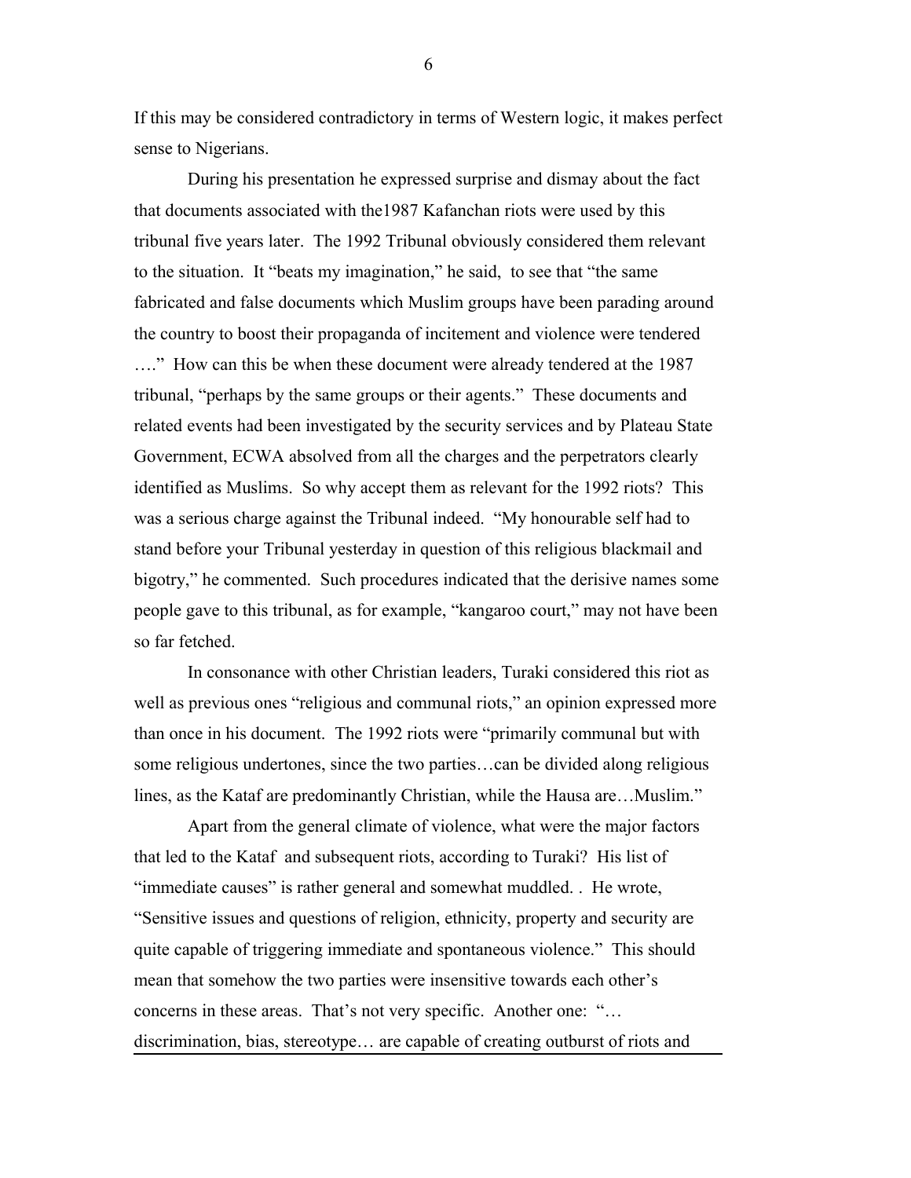If this may be considered contradictory in terms of Western logic, it makes perfect sense to Nigerians.

During his presentation he expressed surprise and dismay about the fact that documents associated with the1987 Kafanchan riots were used by this tribunal five years later. The 1992 Tribunal obviously considered them relevant to the situation. It "beats my imagination," he said, to see that "the same fabricated and false documents which Muslim groups have been parading around the country to boost their propaganda of incitement and violence were tendered …." How can this be when these document were already tendered at the 1987 tribunal, "perhaps by the same groups or their agents." These documents and related events had been investigated by the security services and by Plateau State Government, ECWA absolved from all the charges and the perpetrators clearly identified as Muslims. So why accept them as relevant for the 1992 riots? This was a serious charge against the Tribunal indeed. "My honourable self had to stand before your Tribunal yesterday in question of this religious blackmail and bigotry," he commented. Such procedures indicated that the derisive names some people gave to this tribunal, as for example, "kangaroo court," may not have been so far fetched.

In consonance with other Christian leaders, Turaki considered this riot as well as previous ones "religious and communal riots," an opinion expressed more than once in his document. The 1992 riots were "primarily communal but with some religious undertones, since the two parties…can be divided along religious lines, as the Kataf are predominantly Christian, while the Hausa are…Muslim."

Apart from the general climate of violence, what were the major factors that led to the Kataf and subsequent riots, according to Turaki? His list of "immediate causes" is rather general and somewhat muddled. . He wrote, "Sensitive issues and questions of religion, ethnicity, property and security are quite capable of triggering immediate and spontaneous violence." This should mean that somehow the two parties were insensitive towards each other's concerns in these areas. That's not very specific. Another one: "… discrimination, bias, stereotype… are capable of creating outburst of riots and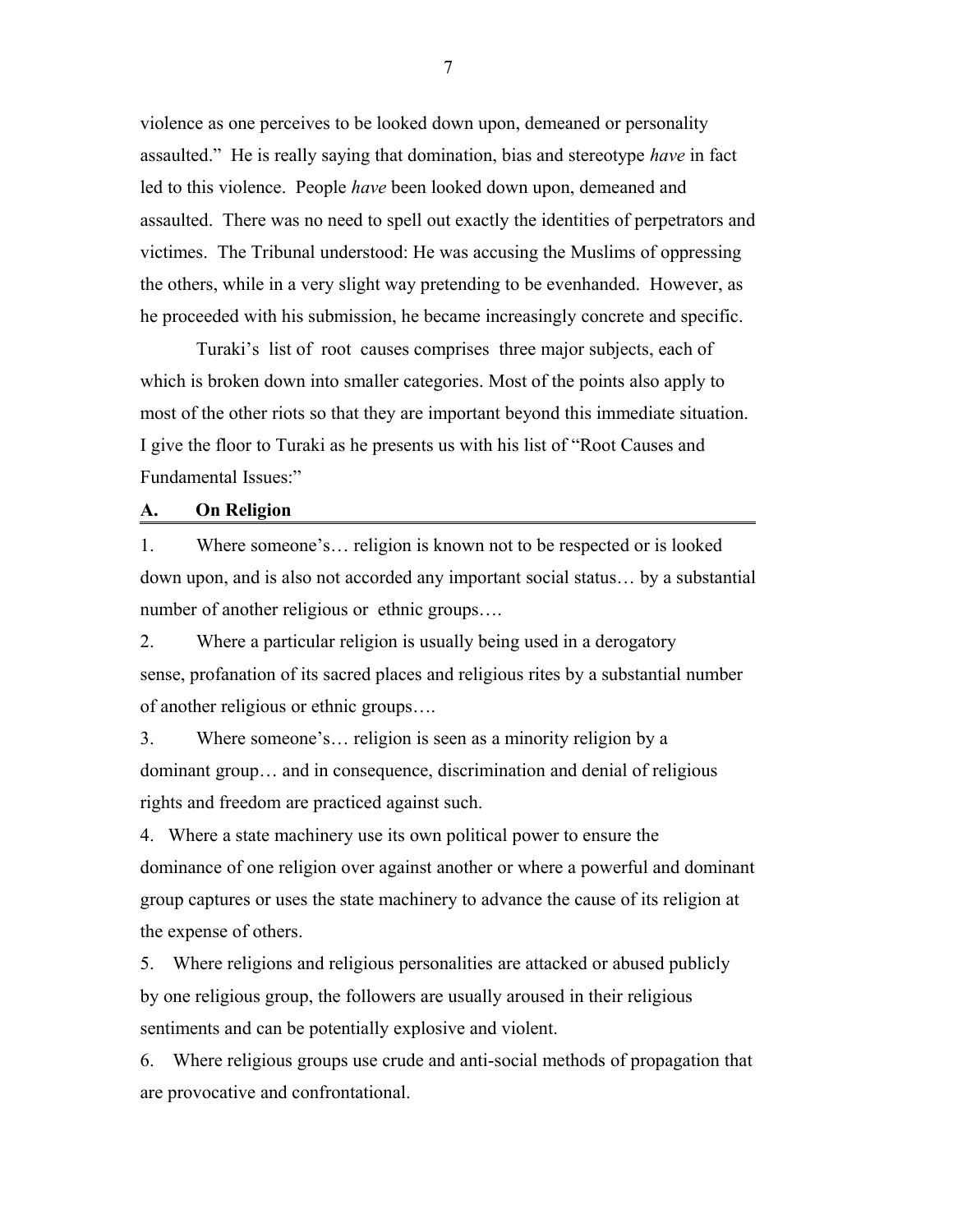violence as one perceives to be looked down upon, demeaned or personality assaulted." He is really saying that domination, bias and stereotype *have* in fact led to this violence. People *have* been looked down upon, demeaned and assaulted. There was no need to spell out exactly the identities of perpetrators and victimes. The Tribunal understood: He was accusing the Muslims of oppressing the others, while in a very slight way pretending to be evenhanded. However, as he proceeded with his submission, he became increasingly concrete and specific.

Turaki's list of root causes comprises three major subjects, each of which is broken down into smaller categories. Most of the points also apply to most of the other riots so that they are important beyond this immediate situation. I give the floor to Turaki as he presents us with his list of "Root Causes and Fundamental Issues:"

**A. On Religion**

1. Where someone's… religion is known not to be respected or is looked down upon, and is also not accorded any important social status… by a substantial number of another religious or ethnic groups….

2. Where a particular religion is usually being used in a derogatory sense, profanation of its sacred places and religious rites by a substantial number of another religious or ethnic groups….

3. Where someone's… religion is seen as a minority religion by a dominant group… and in consequence, discrimination and denial of religious rights and freedom are practiced against such.

4. Where a state machinery use its own political power to ensure the dominance of one religion over against another or where a powerful and dominant group captures or uses the state machinery to advance the cause of its religion at the expense of others.

5. Where religions and religious personalities are attacked or abused publicly by one religious group, the followers are usually aroused in their religious sentiments and can be potentially explosive and violent.

6. Where religious groups use crude and anti-social methods of propagation that are provocative and confrontational.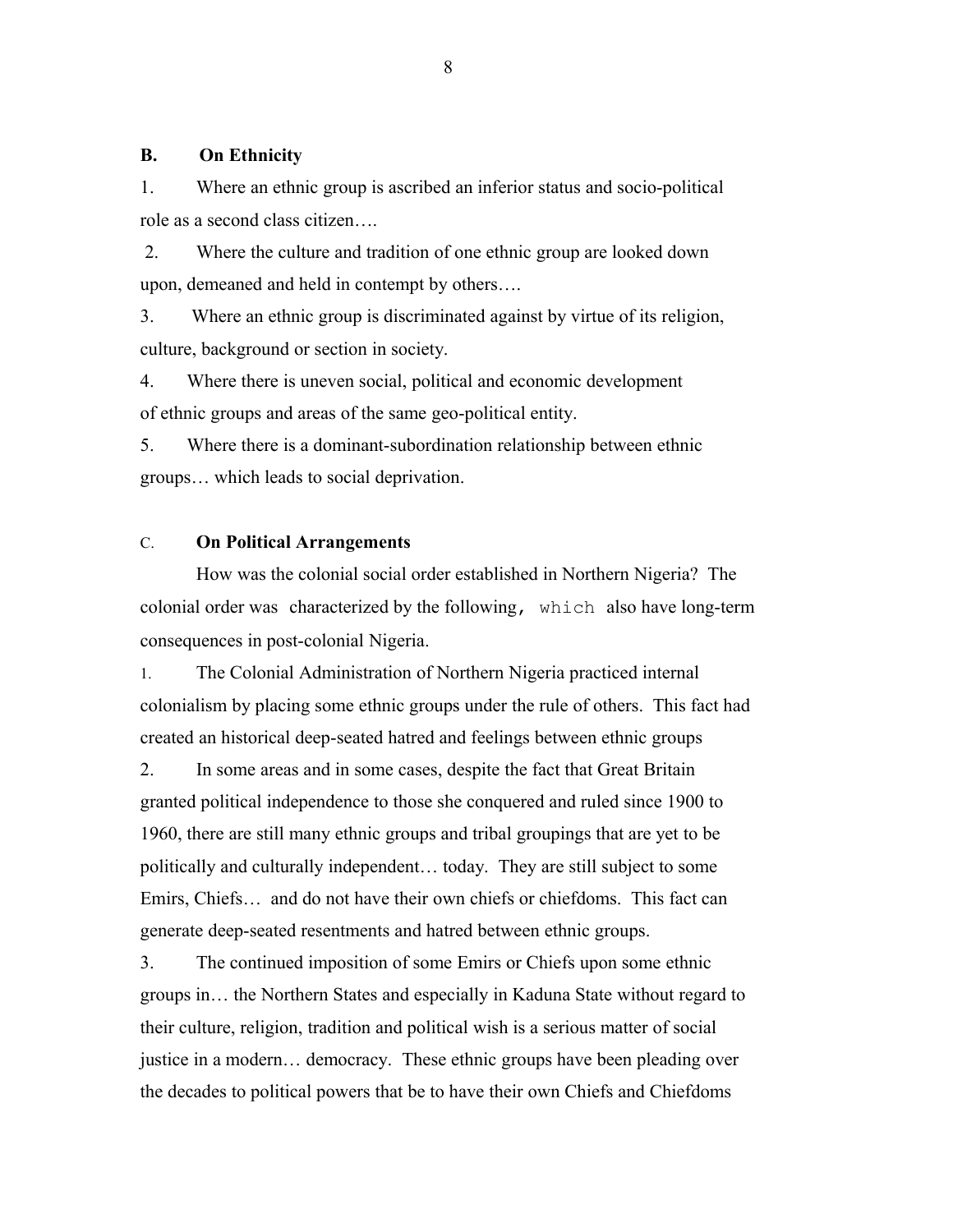**B. On Ethnicity**

1. Where an ethnic group is ascribed an inferior status and socio-political role as a second class citizen….

2. Where the culture and tradition of one ethnic group are looked down upon, demeaned and held in contempt by others….

3. Where an ethnic group is discriminated against by virtue of its religion, culture, background or section in society.

4. Where there is uneven social, political and economic development of ethnic groups and areas of the same geo-political entity.

5. Where there is a dominant-subordination relationship between ethnic groups… which leads to social deprivation.

C. **On Political Arrangements**

How was the colonial social order established in Northern Nigeria? The colonial order was characterized by the following, which also have long-term consequences in post-colonial Nigeria.

1. The Colonial Administration of Northern Nigeria practiced internal colonialism by placing some ethnic groups under the rule of others. This fact had created an historical deep-seated hatred and feelings between ethnic groups

2. In some areas and in some cases, despite the fact that Great Britain granted political independence to those she conquered and ruled since 1900 to 1960, there are still many ethnic groups and tribal groupings that are yet to be politically and culturally independent… today. They are still subject to some Emirs, Chiefs… and do not have their own chiefs or chiefdoms. This fact can generate deep-seated resentments and hatred between ethnic groups.

3. The continued imposition of some Emirs or Chiefs upon some ethnic groups in… the Northern States and especially in Kaduna State without regard to their culture, religion, tradition and political wish is a serious matter of social justice in a modern… democracy. These ethnic groups have been pleading over the decades to political powers that be to have their own Chiefs and Chiefdoms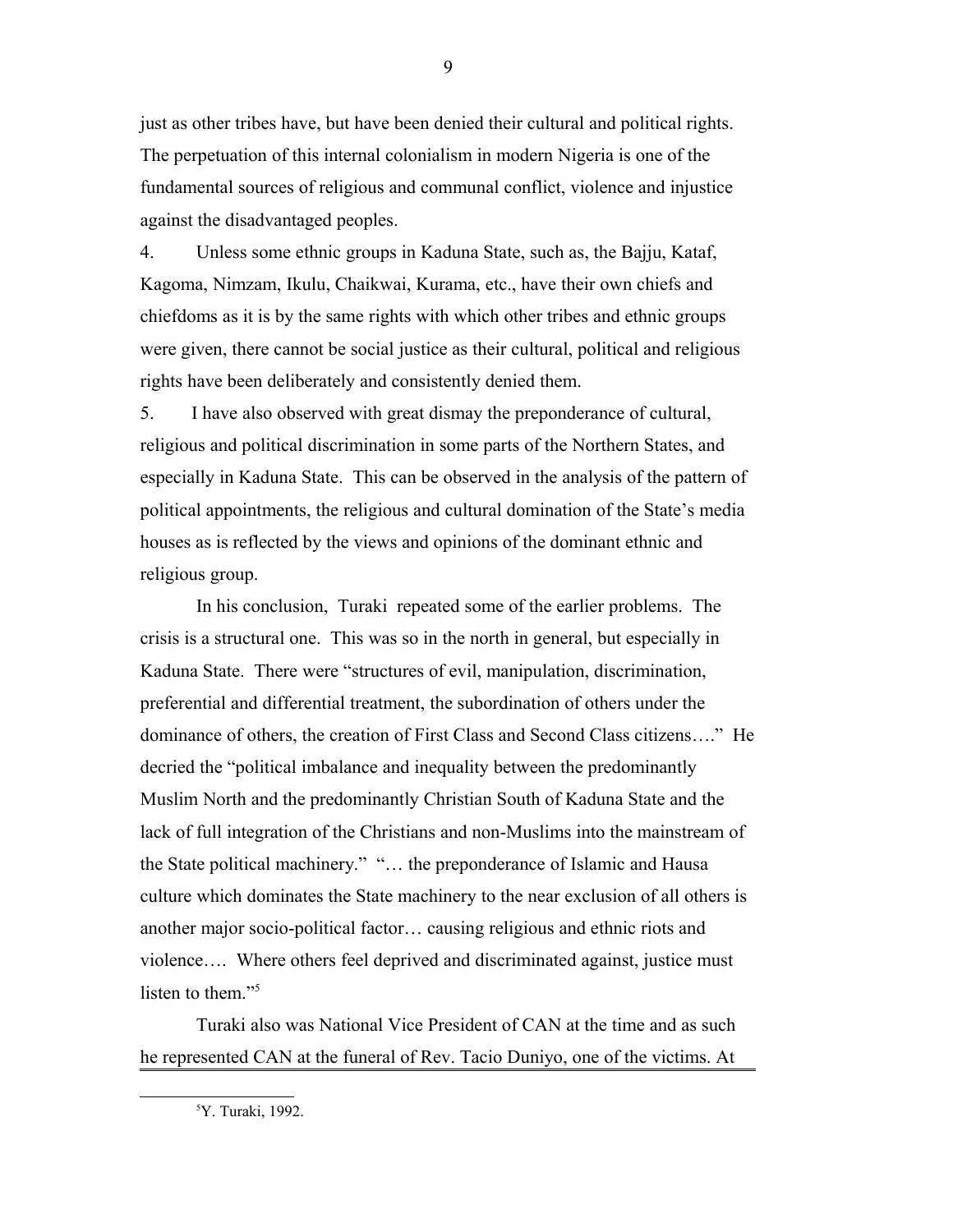just as other tribes have, but have been denied their cultural and political rights. The perpetuation of this internal colonialism in modern Nigeria is one of the fundamental sources of religious and communal conflict, violence and injustice against the disadvantaged peoples.

4. Unless some ethnic groups in Kaduna State, such as, the Bajju, Kataf, Kagoma, Nimzam, Ikulu, Chaikwai, Kurama, etc., have their own chiefs and chiefdoms as it is by the same rights with which other tribes and ethnic groups were given, there cannot be social justice as their cultural, political and religious rights have been deliberately and consistently denied them.

5. I have also observed with great dismay the preponderance of cultural, religious and political discrimination in some parts of the Northern States, and especially in Kaduna State. This can be observed in the analysis of the pattern of political appointments, the religious and cultural domination of the State's media houses as is reflected by the views and opinions of the dominant ethnic and religious group.

In his conclusion, Turaki repeated some of the earlier problems. The crisis is a structural one. This was so in the north in general, but especially in Kaduna State. There were "structures of evil, manipulation, discrimination, preferential and differential treatment, the subordination of others under the dominance of others, the creation of First Class and Second Class citizens…." He decried the "political imbalance and inequality between the predominantly Muslim North and the predominantly Christian South of Kaduna State and the lack of full integration of the Christians and non-Muslims into the mainstream of the State political machinery." "… the preponderance of Islamic and Hausa culture which dominates the State machinery to the near exclusion of all others is another major socio-political factor… causing religious and ethnic riots and violence…. Where others feel deprived and discriminated against, justice must listen to them."[5]

Turaki also was National Vice President of CAN at the time and as such he represented CAN at the funeral of Rev. Tacio Duniyo, one of the victims. At

---

[5] Y. Turaki, 1992.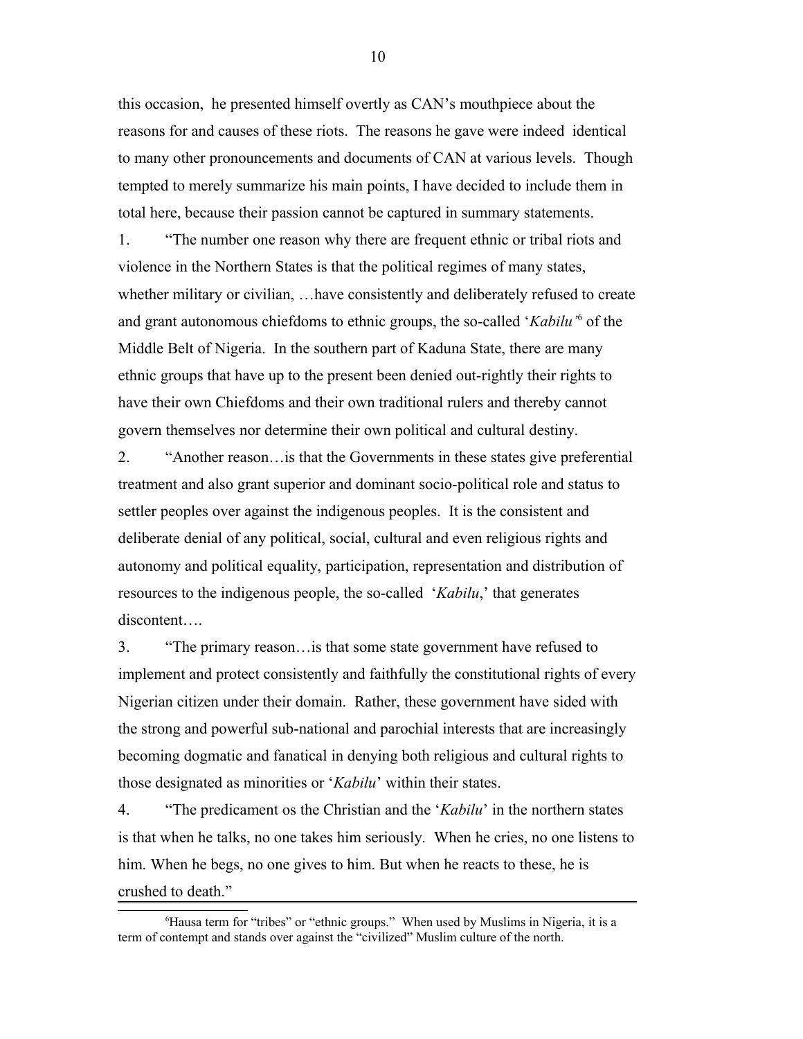this occasion, he presented himself overtly as CAN's mouthpiece about the reasons for and causes of these riots. The reasons he gave were indeed identical to many other pronouncements and documents of CAN at various levels. Though tempted to merely summarize his main points, I have decided to include them in total here, because their passion cannot be captured in summary statements.

1. "The number one reason why there are frequent ethnic or tribal riots and violence in the Northern States is that the political regimes of many states, whether military or civilian, …have consistently and deliberately refused to create and grant autonomous chiefdoms to ethnic groups, the so-called '*Kabilu*'[6] of the Middle Belt of Nigeria. In the southern part of Kaduna State, there are many ethnic groups that have up to the present been denied out-rightly their rights to have their own Chiefdoms and their own traditional rulers and thereby cannot govern themselves nor determine their own political and cultural destiny.

2. "Another reason…is that the Governments in these states give preferential treatment and also grant superior and dominant socio-political role and status to settler peoples over against the indigenous peoples. It is the consistent and deliberate denial of any political, social, cultural and even religious rights and autonomy and political equality, participation, representation and distribution of resources to the indigenous people, the so-called '*Kabilu*,' that generates discontent….

3. "The primary reason…is that some state government have refused to implement and protect consistently and faithfully the constitutional rights of every Nigerian citizen under their domain. Rather, these government have sided with the strong and powerful sub-national and parochial interests that are increasingly becoming dogmatic and fanatical in denying both religious and cultural rights to those designated as minorities or '*Kabilu*' within their states.

4. "The predicament os the Christian and the '*Kabilu*' in the northern states is that when he talks, no one takes him seriously. When he cries, no one listens to him. When he begs, no one gives to him. But when he reacts to these, he is crushed to death."

---

[6] Hausa term for "tribes" or "ethnic groups." When used by Muslims in Nigeria, it is a term of contempt and stands over against the "civilized" Muslim culture of the north.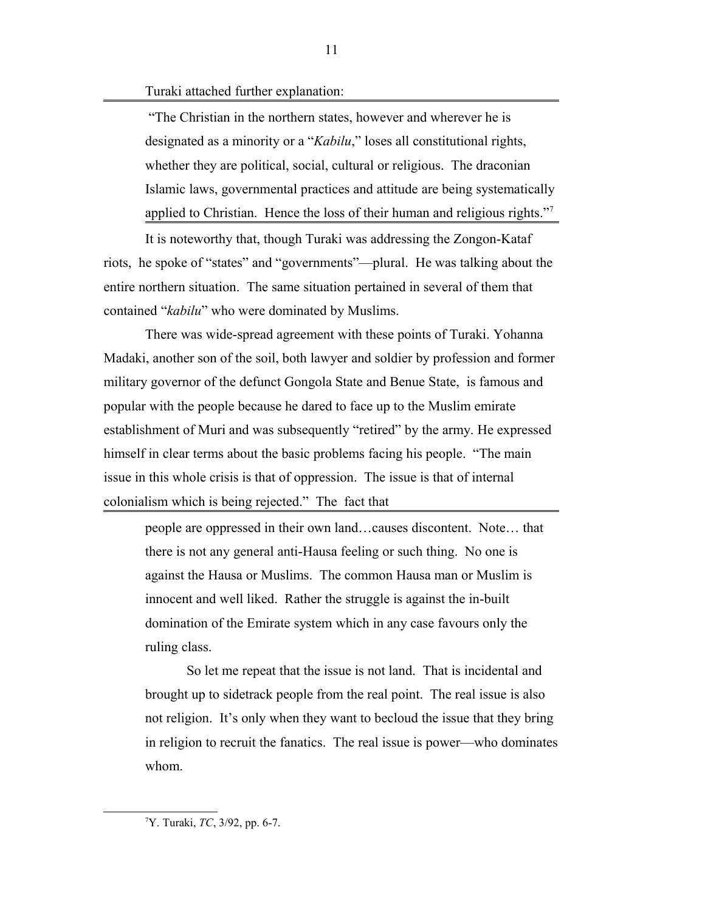Turaki attached further explanation:

> "The Christian in the northern states, however and wherever he is designated as a minority or a "*Kabilu*," loses all constitutional rights, whether they are political, social, cultural or religious. The draconian Islamic laws, governmental practices and attitude are being systematically applied to Christian. Hence the loss of their human and religious rights."[7]

It is noteworthy that, though Turaki was addressing the Zongon-Kataf riots, he spoke of "states" and "governments"—plural. He was talking about the entire northern situation. The same situation pertained in several of them that contained "*kabilu*" who were dominated by Muslims.

There was wide-spread agreement with these points of Turaki. Yohanna Madaki, another son of the soil, both lawyer and soldier by profession and former military governor of the defunct Gongola State and Benue State, is famous and popular with the people because he dared to face up to the Muslim emirate establishment of Muri and was subsequently "retired" by the army. He expressed himself in clear terms about the basic problems facing his people. "The main issue in this whole crisis is that of oppression. The issue is that of internal colonialism which is being rejected." The fact that

> people are oppressed in their own land…causes discontent. Note… that there is not any general anti-Hausa feeling or such thing. No one is against the Hausa or Muslims. The common Hausa man or Muslim is innocent and well liked. Rather the struggle is against the in-built domination of the Emirate system which in any case favours only the ruling class.
>
> So let me repeat that the issue is not land. That is incidental and brought up to sidetrack people from the real point. The real issue is also not religion. It's only when they want to becloud the issue that they bring in religion to recruit the fanatics. The real issue is power—who dominates whom.

[7] Y. Turaki, *TC*, 3/92, pp. 6-7.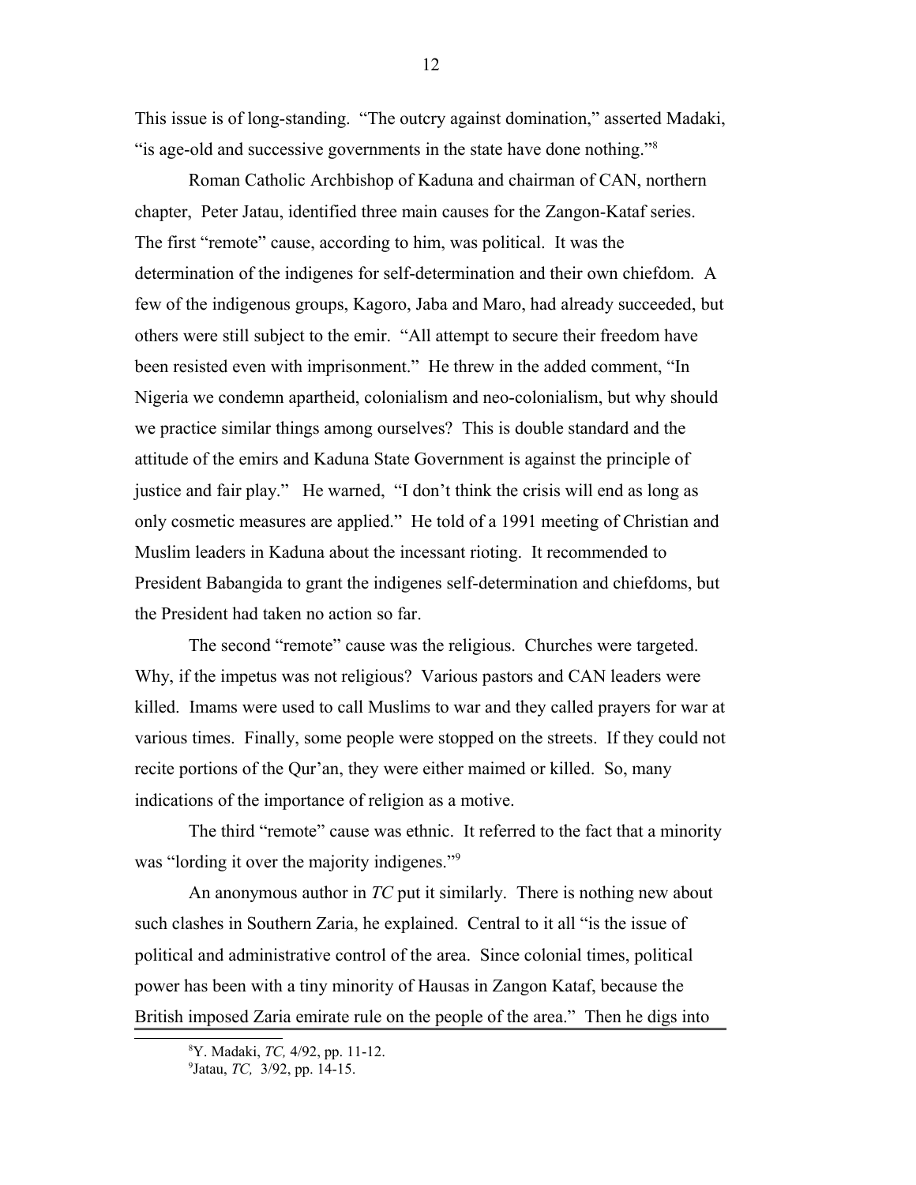This issue is of long-standing. "The outcry against domination," asserted Madaki, "is age-old and successive governments in the state have done nothing."[8]

Roman Catholic Archbishop of Kaduna and chairman of CAN, northern chapter, Peter Jatau, identified three main causes for the Zangon-Kataf series. The first "remote" cause, according to him, was political. It was the determination of the indigenes for self-determination and their own chiefdom. A few of the indigenous groups, Kagoro, Jaba and Maro, had already succeeded, but others were still subject to the emir. "All attempt to secure their freedom have been resisted even with imprisonment." He threw in the added comment, "In Nigeria we condemn apartheid, colonialism and neo-colonialism, but why should we practice similar things among ourselves? This is double standard and the attitude of the emirs and Kaduna State Government is against the principle of justice and fair play." He warned, "I don't think the crisis will end as long as only cosmetic measures are applied." He told of a 1991 meeting of Christian and Muslim leaders in Kaduna about the incessant rioting. It recommended to President Babangida to grant the indigenes self-determination and chiefdoms, but the President had taken no action so far.

The second "remote" cause was the religious. Churches were targeted. Why, if the impetus was not religious? Various pastors and CAN leaders were killed. Imams were used to call Muslims to war and they called prayers for war at various times. Finally, some people were stopped on the streets. If they could not recite portions of the Qur'an, they were either maimed or killed. So, many indications of the importance of religion as a motive.

The third "remote" cause was ethnic. It referred to the fact that a minority was "lording it over the majority indigenes."[9]

An anonymous author in *TC* put it similarly. There is nothing new about such clashes in Southern Zaria, he explained. Central to it all "is the issue of political and administrative control of the area. Since colonial times, political power has been with a tiny minority of Hausas in Zangon Kataf, because the British imposed Zaria emirate rule on the people of the area." Then he digs into

---

[8] Y. Madaki, *TC,* 4/92, pp. 11-12.

[9] Jatau, *TC,* 3/92, pp. 14-15.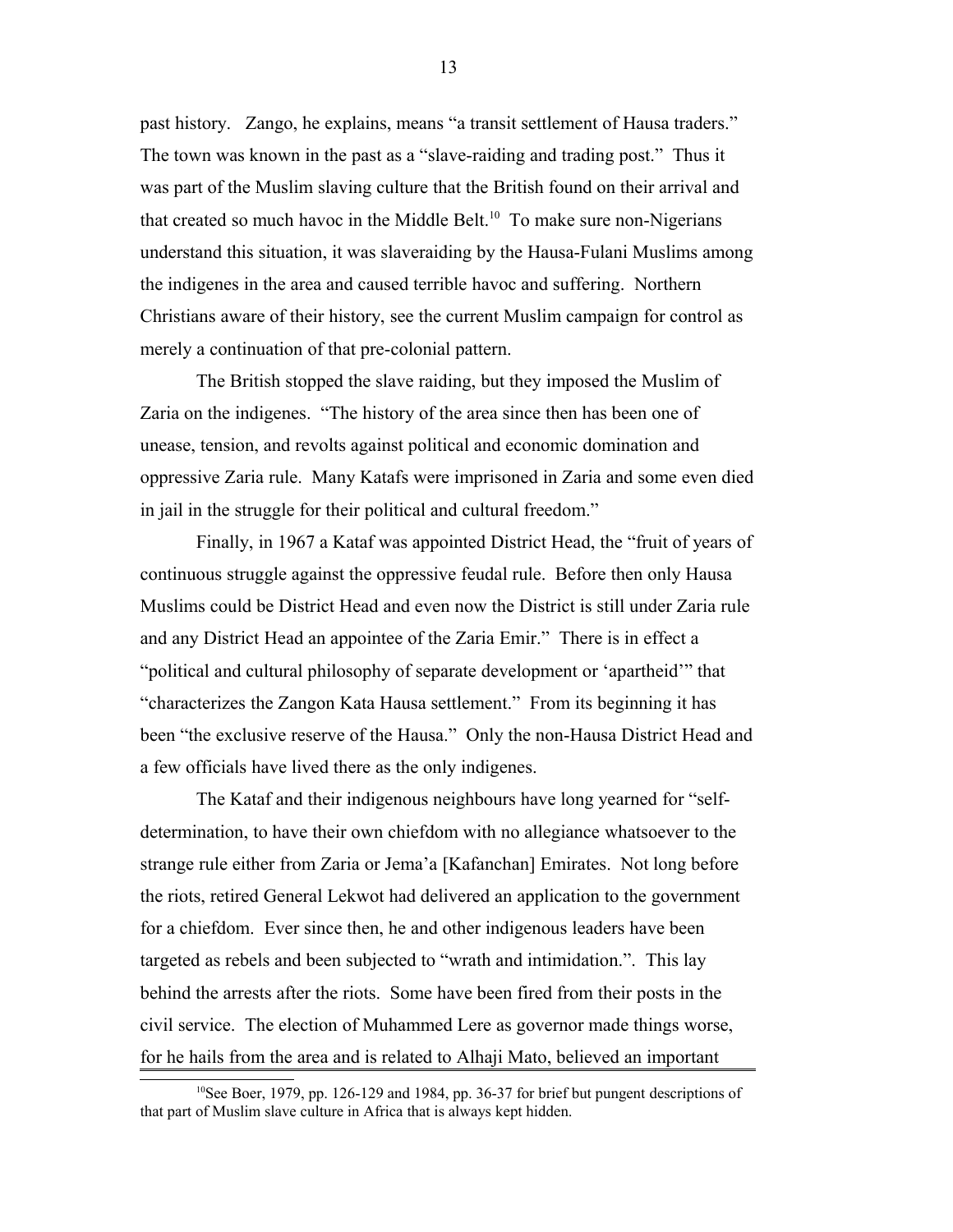past history. Zango, he explains, means "a transit settlement of Hausa traders." The town was known in the past as a "slave-raiding and trading post." Thus it was part of the Muslim slaving culture that the British found on their arrival and that created so much havoc in the Middle Belt.[10] To make sure non-Nigerians understand this situation, it was slaveraiding by the Hausa-Fulani Muslims among the indigenes in the area and caused terrible havoc and suffering. Northern Christians aware of their history, see the current Muslim campaign for control as merely a continuation of that pre-colonial pattern.

The British stopped the slave raiding, but they imposed the Muslim of Zaria on the indigenes. "The history of the area since then has been one of unease, tension, and revolts against political and economic domination and oppressive Zaria rule. Many Katafs were imprisoned in Zaria and some even died in jail in the struggle for their political and cultural freedom."

Finally, in 1967 a Kataf was appointed District Head, the "fruit of years of continuous struggle against the oppressive feudal rule. Before then only Hausa Muslims could be District Head and even now the District is still under Zaria rule and any District Head an appointee of the Zaria Emir." There is in effect a "political and cultural philosophy of separate development or 'apartheid'" that "characterizes the Zangon Kata Hausa settlement." From its beginning it has been "the exclusive reserve of the Hausa." Only the non-Hausa District Head and a few officials have lived there as the only indigenes.

The Kataf and their indigenous neighbours have long yearned for "self-determination, to have their own chiefdom with no allegiance whatsoever to the strange rule either from Zaria or Jema'a [Kafanchan] Emirates. Not long before the riots, retired General Lekwot had delivered an application to the government for a chiefdom. Ever since then, he and other indigenous leaders have been targeted as rebels and been subjected to "wrath and intimidation.". This lay behind the arrests after the riots. Some have been fired from their posts in the civil service. The election of Muhammed Lere as governor made things worse, for he hails from the area and is related to Alhaji Mato, believed an important

---

[10] See Boer, 1979, pp. 126-129 and 1984, pp. 36-37 for brief but pungent descriptions of that part of Muslim slave culture in Africa that is always kept hidden.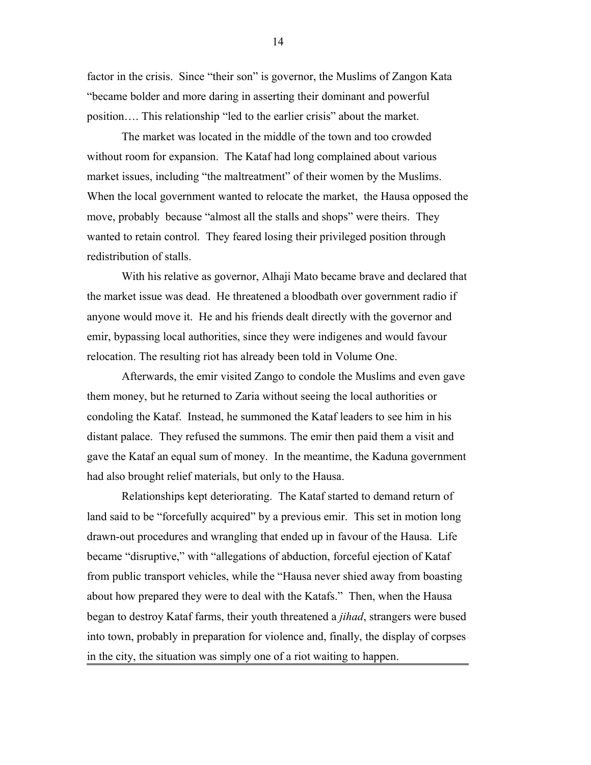factor in the crisis. Since "their son" is governor, the Muslims of Zangon Kata "became bolder and more daring in asserting their dominant and powerful position…. This relationship "led to the earlier crisis" about the market.

The market was located in the middle of the town and too crowded without room for expansion. The Kataf had long complained about various market issues, including "the maltreatment" of their women by the Muslims. When the local government wanted to relocate the market, the Hausa opposed the move, probably because "almost all the stalls and shops" were theirs. They wanted to retain control. They feared losing their privileged position through redistribution of stalls.

With his relative as governor, Alhaji Mato became brave and declared that the market issue was dead. He threatened a bloodbath over government radio if anyone would move it. He and his friends dealt directly with the governor and emir, bypassing local authorities, since they were indigenes and would favour relocation. The resulting riot has already been told in Volume One.

Afterwards, the emir visited Zango to condole the Muslims and even gave them money, but he returned to Zaria without seeing the local authorities or condoling the Kataf. Instead, he summoned the Kataf leaders to see him in his distant palace. They refused the summons. The emir then paid them a visit and gave the Kataf an equal sum of money. In the meantime, the Kaduna government had also brought relief materials, but only to the Hausa.

Relationships kept deteriorating. The Kataf started to demand return of land said to be "forcefully acquired" by a previous emir. This set in motion long drawn-out procedures and wrangling that ended up in favour of the Hausa. Life became "disruptive," with "allegations of abduction, forceful ejection of Kataf from public transport vehicles, while the "Hausa never shied away from boasting about how prepared they were to deal with the Katafs." Then, when the Hausa began to destroy Kataf farms, their youth threatened a *jihad*, strangers were bused into town, probably in preparation for violence and, finally, the display of corpses in the city, the situation was simply one of a riot waiting to happen.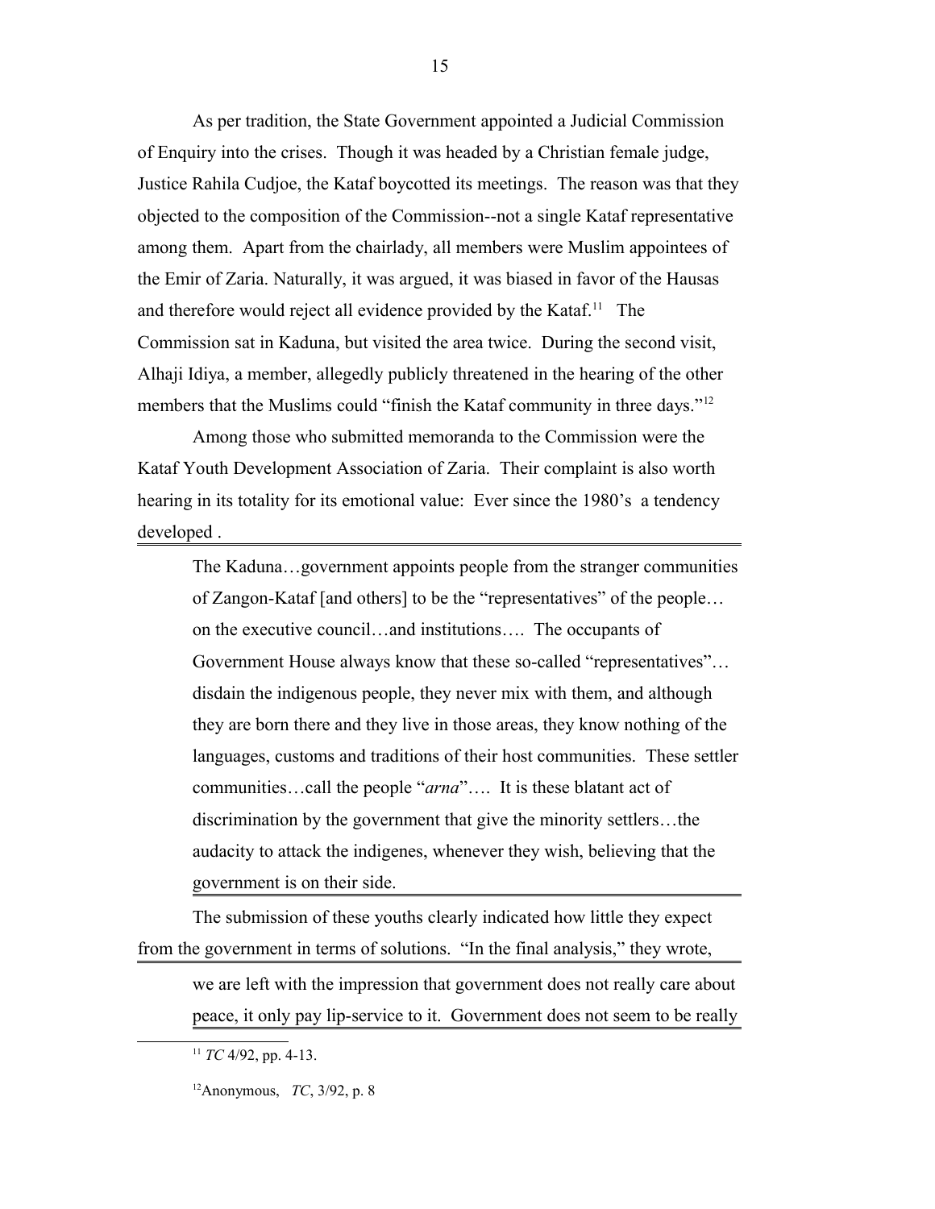As per tradition, the State Government appointed a Judicial Commission of Enquiry into the crises. Though it was headed by a Christian female judge, Justice Rahila Cudjoe, the Kataf boycotted its meetings. The reason was that they objected to the composition of the Commission--not a single Kataf representative among them. Apart from the chairlady, all members were Muslim appointees of the Emir of Zaria. Naturally, it was argued, it was biased in favor of the Hausas and therefore would reject all evidence provided by the Kataf.[11] The Commission sat in Kaduna, but visited the area twice. During the second visit, Alhaji Idiya, a member, allegedly publicly threatened in the hearing of the other members that the Muslims could "finish the Kataf community in three days."[12]

Among those who submitted memoranda to the Commission were the Kataf Youth Development Association of Zaria. Their complaint is also worth hearing in its totality for its emotional value: Ever since the 1980's a tendency developed .

> The Kaduna…government appoints people from the stranger communities of Zangon-Kataf [and others] to be the "representatives" of the people… on the executive council…and institutions…. The occupants of Government House always know that these so-called "representatives"… disdain the indigenous people, they never mix with them, and although they are born there and they live in those areas, they know nothing of the languages, customs and traditions of their host communities. These settler communities…call the people "*arna*"…. It is these blatant act of discrimination by the government that give the minority settlers…the audacity to attack the indigenes, whenever they wish, believing that the government is on their side.

The submission of these youths clearly indicated how little they expect from the government in terms of solutions. "In the final analysis," they wrote,

> we are left with the impression that government does not really care about peace, it only pay lip-service to it. Government does not seem to be really

[11] *TC* 4/92, pp. 4-13.

[12] Anonymous, *TC*, 3/92, p. 8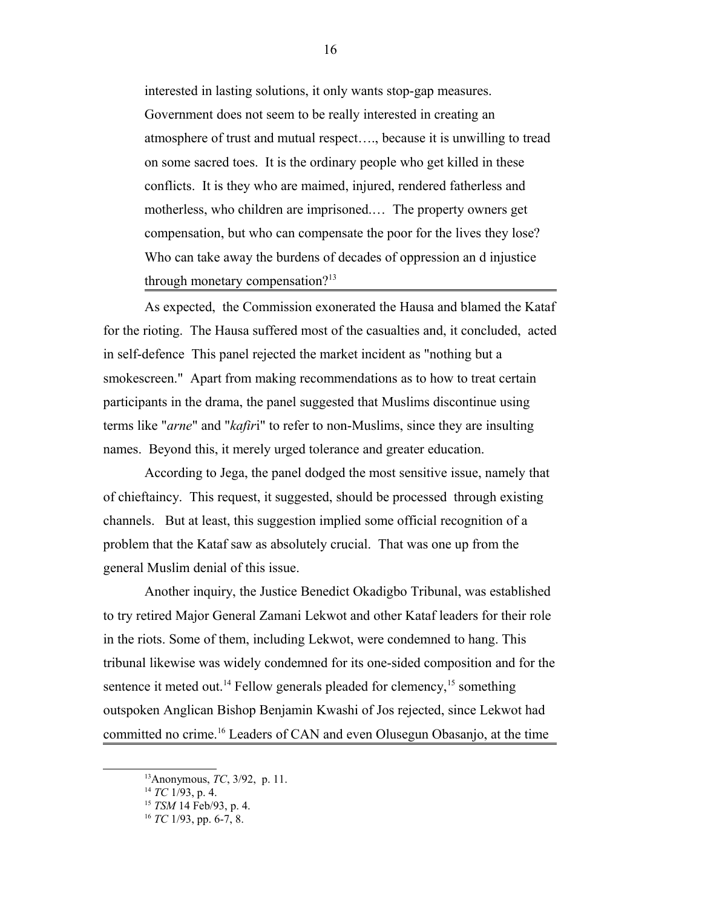> interested in lasting solutions, it only wants stop-gap measures. Government does not seem to be really interested in creating an atmosphere of trust and mutual respect…., because it is unwilling to tread on some sacred toes. It is the ordinary people who get killed in these conflicts. It is they who are maimed, injured, rendered fatherless and motherless, who children are imprisoned.… The property owners get compensation, but who can compensate the poor for the lives they lose? Who can take away the burdens of decades of oppression an d injustice through monetary compensation?[13]

As expected, the Commission exonerated the Hausa and blamed the Kataf for the rioting. The Hausa suffered most of the casualties and, it concluded, acted in self-defence This panel rejected the market incident as "nothing but a smokescreen." Apart from making recommendations as to how to treat certain participants in the drama, the panel suggested that Muslims discontinue using terms like "*arne*" and "*kafir*i" to refer to non-Muslims, since they are insulting names. Beyond this, it merely urged tolerance and greater education.

According to Jega, the panel dodged the most sensitive issue, namely that of chieftaincy. This request, it suggested, should be processed through existing channels. But at least, this suggestion implied some official recognition of a problem that the Kataf saw as absolutely crucial. That was one up from the general Muslim denial of this issue.

Another inquiry, the Justice Benedict Okadigbo Tribunal, was established to try retired Major General Zamani Lekwot and other Kataf leaders for their role in the riots. Some of them, including Lekwot, were condemned to hang. This tribunal likewise was widely condemned for its one-sided composition and for the sentence it meted out.[14] Fellow generals pleaded for clemency,[15] something outspoken Anglican Bishop Benjamin Kwashi of Jos rejected, since Lekwot had committed no crime.[16] Leaders of CAN and even Olusegun Obasanjo, at the time

---

[13] Anonymous, *TC*, 3/92, p. 11.

[14] *TC* 1/93, p. 4.

[15] *TSM* 14 Feb/93, p. 4.

[16] *TC* 1/93, pp. 6-7, 8.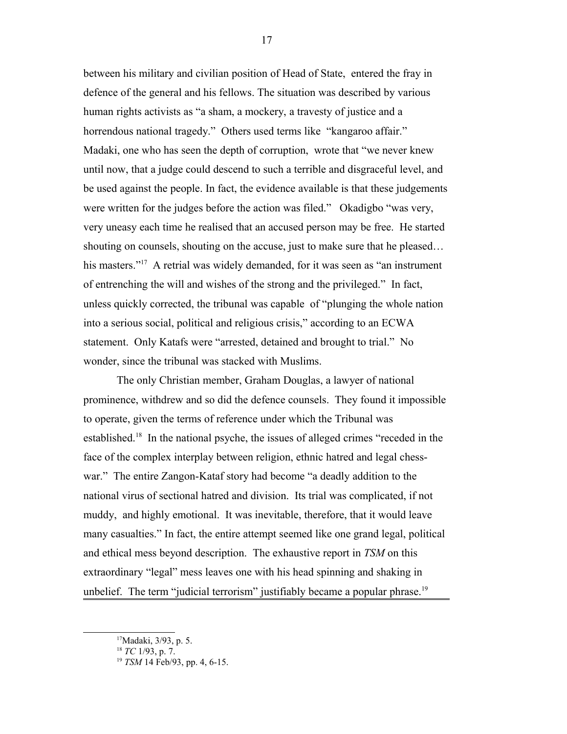between his military and civilian position of Head of State, entered the fray in defence of the general and his fellows. The situation was described by various human rights activists as "a sham, a mockery, a travesty of justice and a horrendous national tragedy." Others used terms like "kangaroo affair." Madaki, one who has seen the depth of corruption, wrote that "we never knew until now, that a judge could descend to such a terrible and disgraceful level, and be used against the people. In fact, the evidence available is that these judgements were written for the judges before the action was filed." Okadigbo "was very, very uneasy each time he realised that an accused person may be free. He started shouting on counsels, shouting on the accuse, just to make sure that he pleased… his masters."[17] A retrial was widely demanded, for it was seen as "an instrument of entrenching the will and wishes of the strong and the privileged." In fact, unless quickly corrected, the tribunal was capable of "plunging the whole nation into a serious social, political and religious crisis," according to an ECWA statement. Only Katafs were "arrested, detained and brought to trial." No wonder, since the tribunal was stacked with Muslims.

The only Christian member, Graham Douglas, a lawyer of national prominence, withdrew and so did the defence counsels. They found it impossible to operate, given the terms of reference under which the Tribunal was established.[18] In the national psyche, the issues of alleged crimes "receded in the face of the complex interplay between religion, ethnic hatred and legal chess-war." The entire Zangon-Kataf story had become "a deadly addition to the national virus of sectional hatred and division. Its trial was complicated, if not muddy, and highly emotional. It was inevitable, therefore, that it would leave many casualties." In fact, the entire attempt seemed like one grand legal, political and ethical mess beyond description. The exhaustive report in *TSM* on this extraordinary "legal" mess leaves one with his head spinning and shaking in unbelief. The term "judicial terrorism" justifiably became a popular phrase.[19]

---

[17] Madaki, 3/93, p. 5.

[18] *TC* 1/93, p. 7.

[19] *TSM* 14 Feb/93, pp. 4, 6-15.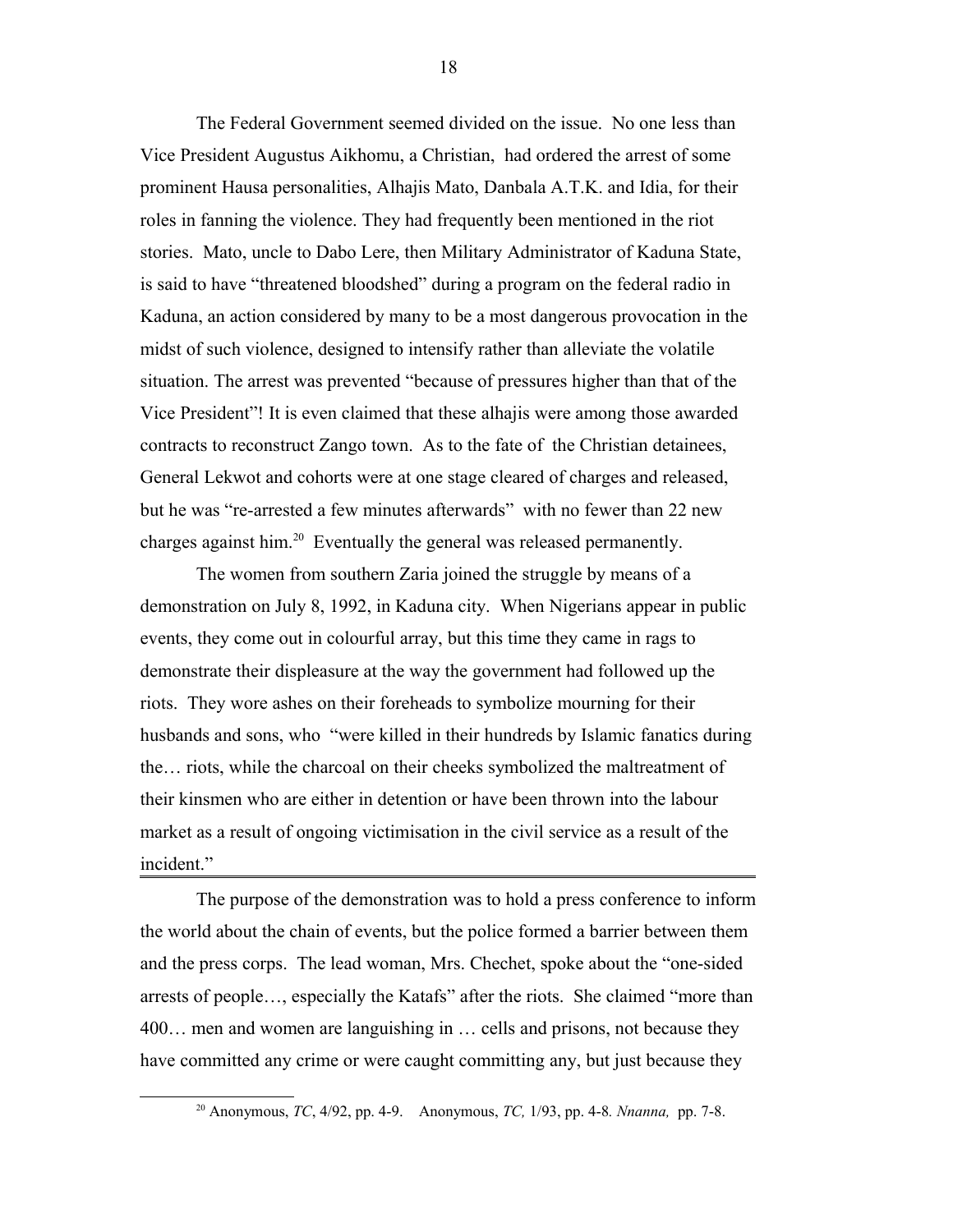The Federal Government seemed divided on the issue. No one less than Vice President Augustus Aikhomu, a Christian, had ordered the arrest of some prominent Hausa personalities, Alhajis Mato, Danbala A.T.K. and Idia, for their roles in fanning the violence. They had frequently been mentioned in the riot stories. Mato, uncle to Dabo Lere, then Military Administrator of Kaduna State, is said to have "threatened bloodshed" during a program on the federal radio in Kaduna, an action considered by many to be a most dangerous provocation in the midst of such violence, designed to intensify rather than alleviate the volatile situation. The arrest was prevented "because of pressures higher than that of the Vice President"! It is even claimed that these alhajis were among those awarded contracts to reconstruct Zango town. As to the fate of the Christian detainees, General Lekwot and cohorts were at one stage cleared of charges and released, but he was "re-arrested a few minutes afterwards" with no fewer than 22 new charges against him.[20] Eventually the general was released permanently.

The women from southern Zaria joined the struggle by means of a demonstration on July 8, 1992, in Kaduna city. When Nigerians appear in public events, they come out in colourful array, but this time they came in rags to demonstrate their displeasure at the way the government had followed up the riots. They wore ashes on their foreheads to symbolize mourning for their husbands and sons, who "were killed in their hundreds by Islamic fanatics during the… riots, while the charcoal on their cheeks symbolized the maltreatment of their kinsmen who are either in detention or have been thrown into the labour market as a result of ongoing victimisation in the civil service as a result of the incident."

---

The purpose of the demonstration was to hold a press conference to inform the world about the chain of events, but the police formed a barrier between them and the press corps. The lead woman, Mrs. Chechet, spoke about the "one-sided arrests of people…, especially the Katafs" after the riots. She claimed "more than 400… men and women are languishing in … cells and prisons, not because they have committed any crime or were caught committing any, but just because they

[20] Anonymous, *TC*, 4/92, pp. 4-9. Anonymous, *TC,* 1/93, pp. 4-8. *Nnanna,* pp. 7-8.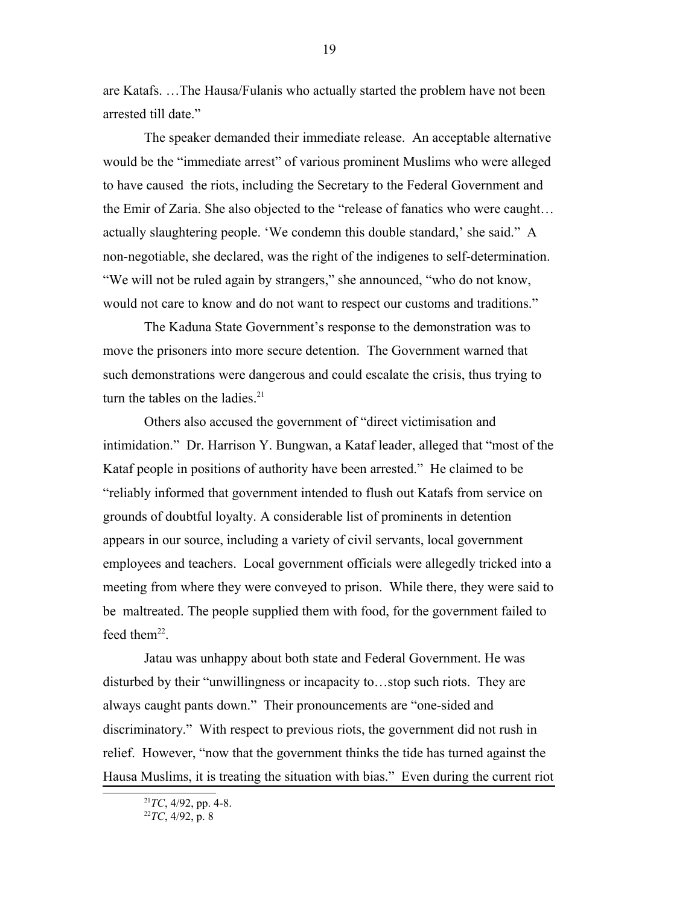are Katafs. …The Hausa/Fulanis who actually started the problem have not been arrested till date."

The speaker demanded their immediate release. An acceptable alternative would be the "immediate arrest" of various prominent Muslims who were alleged to have caused the riots, including the Secretary to the Federal Government and the Emir of Zaria. She also objected to the "release of fanatics who were caught… actually slaughtering people. 'We condemn this double standard,' she said." A non-negotiable, she declared, was the right of the indigenes to self-determination. "We will not be ruled again by strangers," she announced, "who do not know, would not care to know and do not want to respect our customs and traditions."

The Kaduna State Government's response to the demonstration was to move the prisoners into more secure detention. The Government warned that such demonstrations were dangerous and could escalate the crisis, thus trying to turn the tables on the ladies.[21]

Others also accused the government of "direct victimisation and intimidation." Dr. Harrison Y. Bungwan, a Kataf leader, alleged that "most of the Kataf people in positions of authority have been arrested." He claimed to be "reliably informed that government intended to flush out Katafs from service on grounds of doubtful loyalty. A considerable list of prominents in detention appears in our source, including a variety of civil servants, local government employees and teachers. Local government officials were allegedly tricked into a meeting from where they were conveyed to prison. While there, they were said to be maltreated. The people supplied them with food, for the government failed to feed them[22].

Jatau was unhappy about both state and Federal Government. He was disturbed by their "unwillingness or incapacity to…stop such riots. They are always caught pants down." Their pronouncements are "one-sided and discriminatory." With respect to previous riots, the government did not rush in relief. However, "now that the government thinks the tide has turned against the Hausa Muslims, it is treating the situation with bias." Even during the current riot

[21] *TC*, 4/92, pp. 4-8.

[22] *TC*, 4/92, p. 8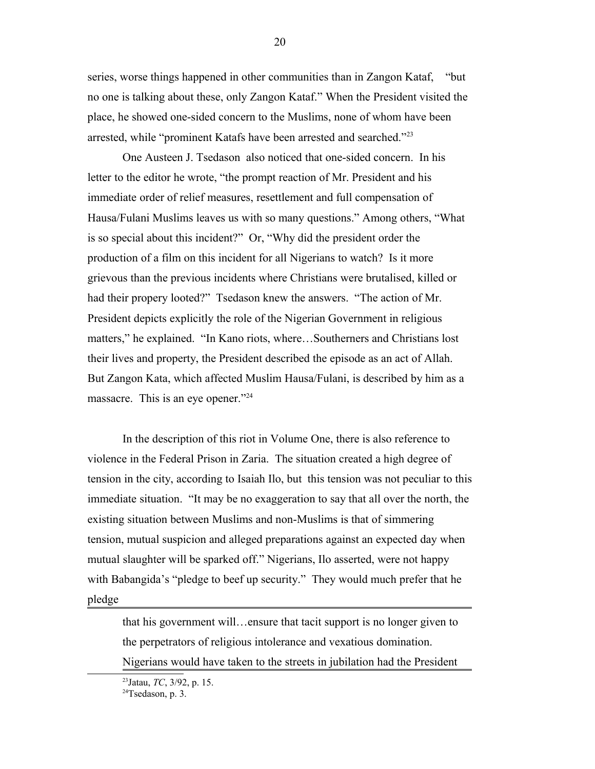series, worse things happened in other communities than in Zangon Kataf, "but no one is talking about these, only Zangon Kataf." When the President visited the place, he showed one-sided concern to the Muslims, none of whom have been arrested, while "prominent Katafs have been arrested and searched."[23]

One Austeen J. Tsedason also noticed that one-sided concern. In his letter to the editor he wrote, "the prompt reaction of Mr. President and his immediate order of relief measures, resettlement and full compensation of Hausa/Fulani Muslims leaves us with so many questions." Among others, "What is so special about this incident?" Or, "Why did the president order the production of a film on this incident for all Nigerians to watch? Is it more grievous than the previous incidents where Christians were brutalised, killed or had their propery looted?" Tsedason knew the answers. "The action of Mr. President depicts explicitly the role of the Nigerian Government in religious matters," he explained. "In Kano riots, where…Southerners and Christians lost their lives and property, the President described the episode as an act of Allah. But Zangon Kata, which affected Muslim Hausa/Fulani, is described by him as a massacre. This is an eye opener."[24]

In the description of this riot in Volume One, there is also reference to violence in the Federal Prison in Zaria. The situation created a high degree of tension in the city, according to Isaiah Ilo, but this tension was not peculiar to this immediate situation. "It may be no exaggeration to say that all over the north, the existing situation between Muslims and non-Muslims is that of simmering tension, mutual suspicion and alleged preparations against an expected day when mutual slaughter will be sparked off." Nigerians, Ilo asserted, were not happy with Babangida's "pledge to beef up security." They would much prefer that he pledge

> that his government will…ensure that tacit support is no longer given to the perpetrators of religious intolerance and vexatious domination. Nigerians would have taken to the streets in jubilation had the President

[23] Jatau, *TC*, 3/92, p. 15.

[24] Tsedason, p. 3.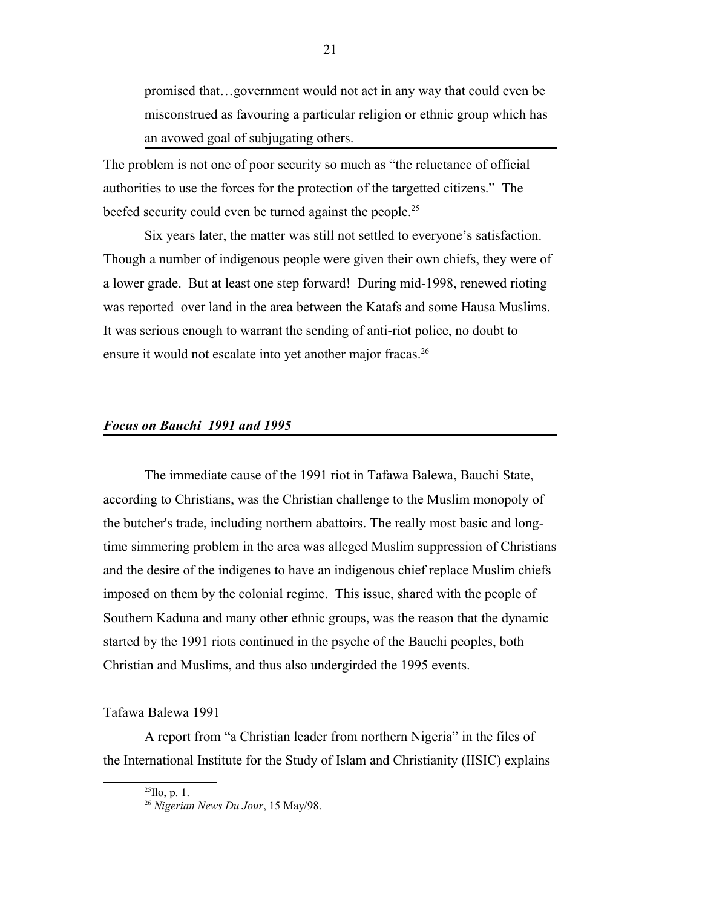> promised that…government would not act in any way that could even be misconstrued as favouring a particular religion or ethnic group which has an avowed goal of subjugating others.

The problem is not one of poor security so much as "the reluctance of official authorities to use the forces for the protection of the targetted citizens." The beefed security could even be turned against the people.[25]

Six years later, the matter was still not settled to everyone's satisfaction. Though a number of indigenous people were given their own chiefs, they were of a lower grade. But at least one step forward! During mid-1998, renewed rioting was reported over land in the area between the Katafs and some Hausa Muslims. It was serious enough to warrant the sending of anti-riot police, no doubt to ensure it would not escalate into yet another major fracas.[26]

## ***Focus on Bauchi 1991 and 1995***

The immediate cause of the 1991 riot in Tafawa Balewa, Bauchi State, according to Christians, was the Christian challenge to the Muslim monopoly of the butcher's trade, including northern abattoirs. The really most basic and long-time simmering problem in the area was alleged Muslim suppression of Christians and the desire of the indigenes to have an indigenous chief replace Muslim chiefs imposed on them by the colonial regime. This issue, shared with the people of Southern Kaduna and many other ethnic groups, was the reason that the dynamic started by the 1991 riots continued in the psyche of the Bauchi peoples, both Christian and Muslims, and thus also undergirded the 1995 events.

### Tafawa Balewa 1991

A report from "a Christian leader from northern Nigeria" in the files of the International Institute for the Study of Islam and Christianity (IISIC) explains

---

[25] Ilo, p. 1.

[26] *Nigerian News Du Jour*, 15 May/98.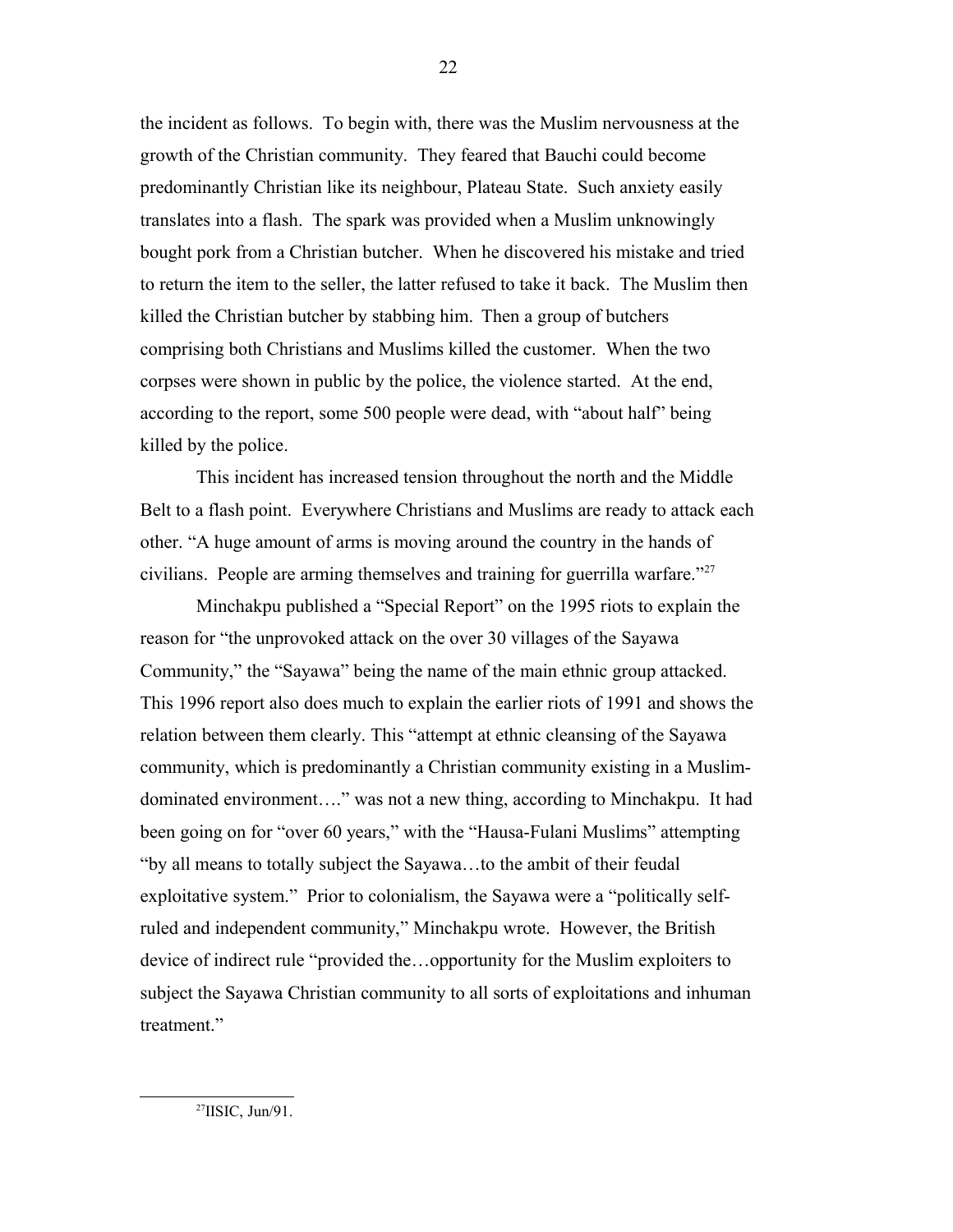the incident as follows. To begin with, there was the Muslim nervousness at the growth of the Christian community. They feared that Bauchi could become predominantly Christian like its neighbour, Plateau State. Such anxiety easily translates into a flash. The spark was provided when a Muslim unknowingly bought pork from a Christian butcher. When he discovered his mistake and tried to return the item to the seller, the latter refused to take it back. The Muslim then killed the Christian butcher by stabbing him. Then a group of butchers comprising both Christians and Muslims killed the customer. When the two corpses were shown in public by the police, the violence started. At the end, according to the report, some 500 people were dead, with "about half" being killed by the police.

This incident has increased tension throughout the north and the Middle Belt to a flash point. Everywhere Christians and Muslims are ready to attack each other. "A huge amount of arms is moving around the country in the hands of civilians. People are arming themselves and training for guerrilla warfare."[27]

Minchakpu published a "Special Report" on the 1995 riots to explain the reason for "the unprovoked attack on the over 30 villages of the Sayawa Community," the "Sayawa" being the name of the main ethnic group attacked. This 1996 report also does much to explain the earlier riots of 1991 and shows the relation between them clearly. This "attempt at ethnic cleansing of the Sayawa community, which is predominantly a Christian community existing in a Muslim-dominated environment…." was not a new thing, according to Minchakpu. It had been going on for "over 60 years," with the "Hausa-Fulani Muslims" attempting "by all means to totally subject the Sayawa…to the ambit of their feudal exploitative system." Prior to colonialism, the Sayawa were a "politically self-ruled and independent community," Minchakpu wrote. However, the British device of indirect rule "provided the…opportunity for the Muslim exploiters to subject the Sayawa Christian community to all sorts of exploitations and inhuman treatment."

[27]IISIC, Jun/91.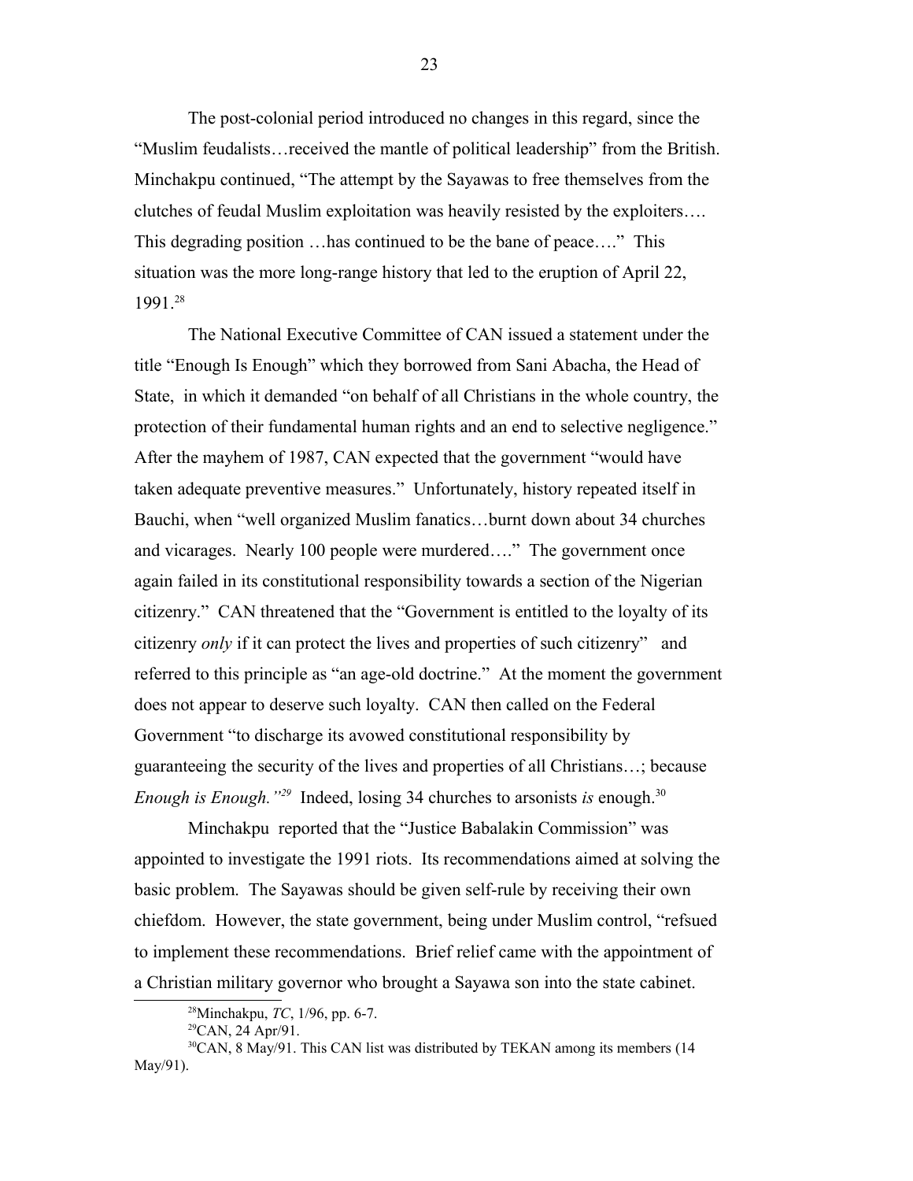The post-colonial period introduced no changes in this regard, since the "Muslim feudalists…received the mantle of political leadership" from the British. Minchakpu continued, "The attempt by the Sayawas to free themselves from the clutches of feudal Muslim exploitation was heavily resisted by the exploiters…. This degrading position …has continued to be the bane of peace…." This situation was the more long-range history that led to the eruption of April 22, 1991.[28]

The National Executive Committee of CAN issued a statement under the title "Enough Is Enough" which they borrowed from Sani Abacha, the Head of State, in which it demanded "on behalf of all Christians in the whole country, the protection of their fundamental human rights and an end to selective negligence." After the mayhem of 1987, CAN expected that the government "would have taken adequate preventive measures." Unfortunately, history repeated itself in Bauchi, when "well organized Muslim fanatics…burnt down about 34 churches and vicarages. Nearly 100 people were murdered…." The government once again failed in its constitutional responsibility towards a section of the Nigerian citizenry." CAN threatened that the "Government is entitled to the loyalty of its citizenry *only* if it can protect the lives and properties of such citizenry" and referred to this principle as "an age-old doctrine." At the moment the government does not appear to deserve such loyalty. CAN then called on the Federal Government "to discharge its avowed constitutional responsibility by guaranteeing the security of the lives and properties of all Christians…; because *Enough is Enough."*[29] Indeed, losing 34 churches to arsonists *is* enough.[30]

Minchakpu reported that the "Justice Babalakin Commission" was appointed to investigate the 1991 riots. Its recommendations aimed at solving the basic problem. The Sayawas should be given self-rule by receiving their own chiefdom. However, the state government, being under Muslim control, "refsued to implement these recommendations. Brief relief came with the appointment of a Christian military governor who brought a Sayawa son into the state cabinet.

---

[28] Minchakpu, *TC*, 1/96, pp. 6-7.

[29] CAN, 24 Apr/91.

[30] CAN, 8 May/91. This CAN list was distributed by TEKAN among its members (14 May/91).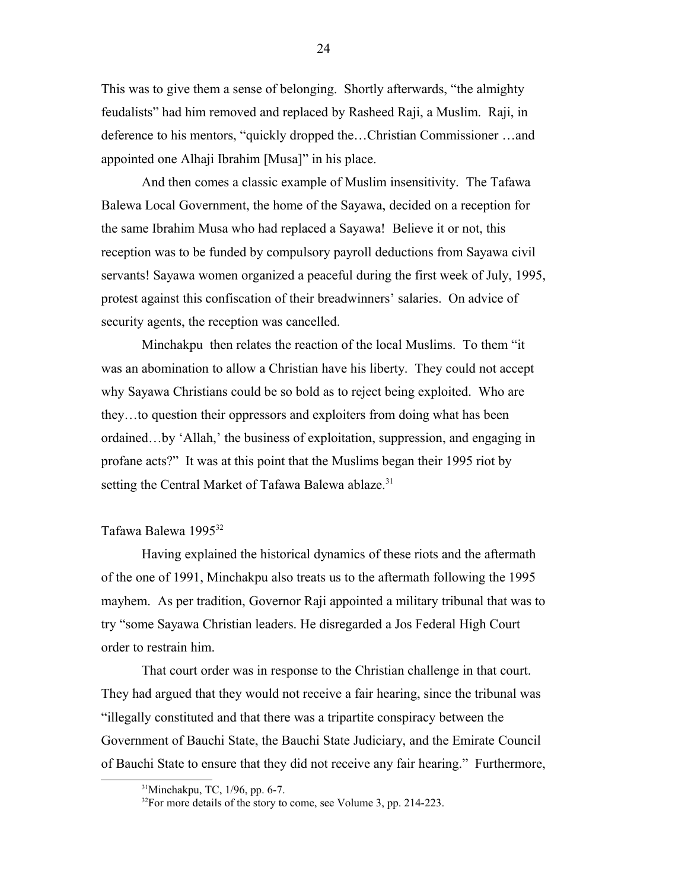This was to give them a sense of belonging. Shortly afterwards, "the almighty feudalists" had him removed and replaced by Rasheed Raji, a Muslim. Raji, in deference to his mentors, "quickly dropped the…Christian Commissioner …and appointed one Alhaji Ibrahim [Musa]" in his place.

And then comes a classic example of Muslim insensitivity. The Tafawa Balewa Local Government, the home of the Sayawa, decided on a reception for the same Ibrahim Musa who had replaced a Sayawa! Believe it or not, this reception was to be funded by compulsory payroll deductions from Sayawa civil servants! Sayawa women organized a peaceful during the first week of July, 1995, protest against this confiscation of their breadwinners' salaries. On advice of security agents, the reception was cancelled.

Minchakpu then relates the reaction of the local Muslims. To them "it was an abomination to allow a Christian have his liberty. They could not accept why Sayawa Christians could be so bold as to reject being exploited. Who are they…to question their oppressors and exploiters from doing what has been ordained…by 'Allah,' the business of exploitation, suppression, and engaging in profane acts?" It was at this point that the Muslims began their 1995 riot by setting the Central Market of Tafawa Balewa ablaze.[31]

## Tafawa Balewa 1995[32]

Having explained the historical dynamics of these riots and the aftermath of the one of 1991, Minchakpu also treats us to the aftermath following the 1995 mayhem. As per tradition, Governor Raji appointed a military tribunal that was to try "some Sayawa Christian leaders. He disregarded a Jos Federal High Court order to restrain him.

That court order was in response to the Christian challenge in that court. They had argued that they would not receive a fair hearing, since the tribunal was "illegally constituted and that there was a tripartite conspiracy between the Government of Bauchi State, the Bauchi State Judiciary, and the Emirate Council of Bauchi State to ensure that they did not receive any fair hearing." Furthermore,

---

[31]Minchakpu, TC, 1/96, pp. 6-7.

[32]For more details of the story to come, see Volume 3, pp. 214-223.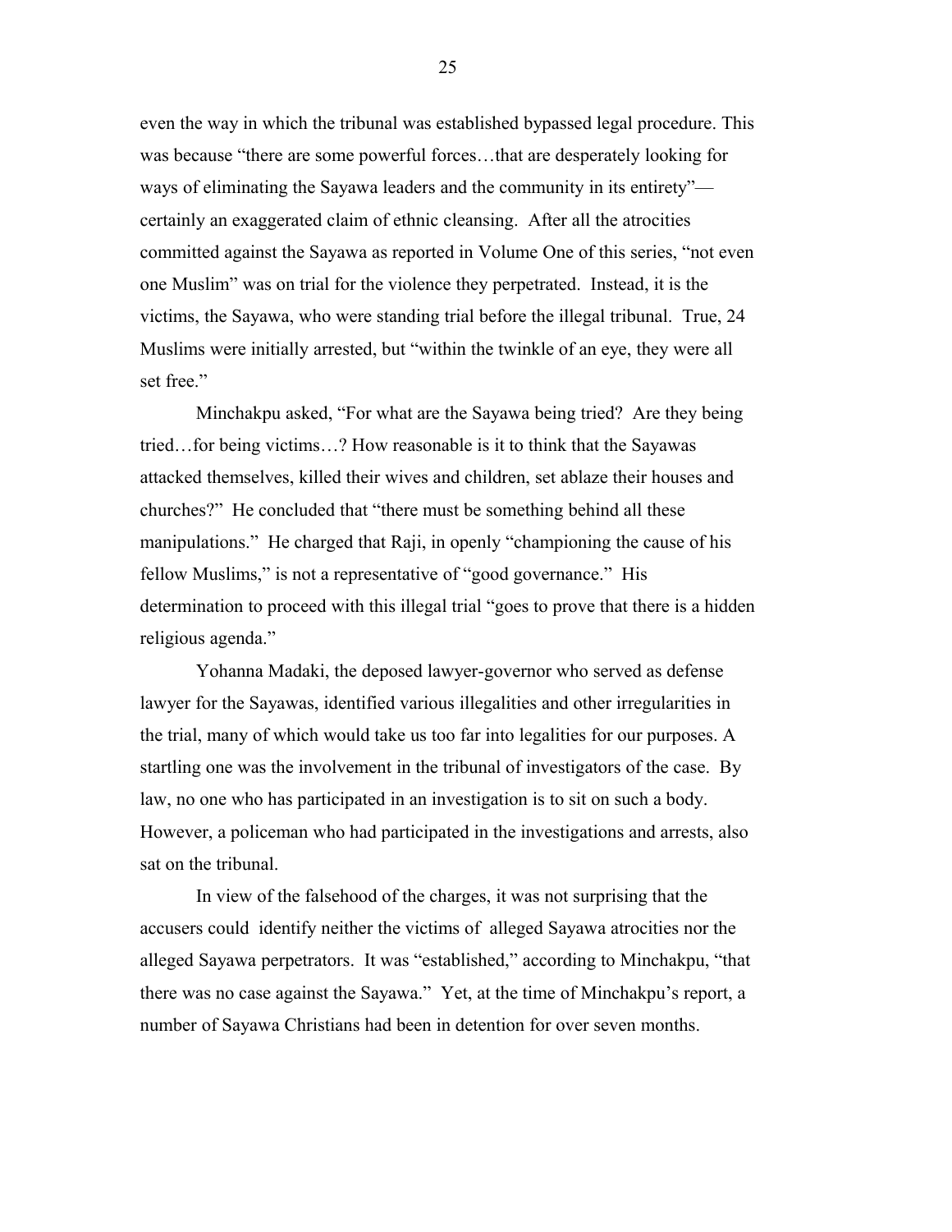even the way in which the tribunal was established bypassed legal procedure. This was because "there are some powerful forces…that are desperately looking for ways of eliminating the Sayawa leaders and the community in its entirety"—certainly an exaggerated claim of ethnic cleansing. After all the atrocities committed against the Sayawa as reported in Volume One of this series, "not even one Muslim" was on trial for the violence they perpetrated. Instead, it is the victims, the Sayawa, who were standing trial before the illegal tribunal. True, 24 Muslims were initially arrested, but "within the twinkle of an eye, they were all set free."

Minchakpu asked, "For what are the Sayawa being tried? Are they being tried…for being victims…? How reasonable is it to think that the Sayawas attacked themselves, killed their wives and children, set ablaze their houses and churches?" He concluded that "there must be something behind all these manipulations." He charged that Raji, in openly "championing the cause of his fellow Muslims," is not a representative of "good governance." His determination to proceed with this illegal trial "goes to prove that there is a hidden religious agenda."

Yohanna Madaki, the deposed lawyer-governor who served as defense lawyer for the Sayawas, identified various illegalities and other irregularities in the trial, many of which would take us too far into legalities for our purposes. A startling one was the involvement in the tribunal of investigators of the case. By law, no one who has participated in an investigation is to sit on such a body. However, a policeman who had participated in the investigations and arrests, also sat on the tribunal.

In view of the falsehood of the charges, it was not surprising that the accusers could identify neither the victims of alleged Sayawa atrocities nor the alleged Sayawa perpetrators. It was "established," according to Minchakpu, "that there was no case against the Sayawa." Yet, at the time of Minchakpu's report, a number of Sayawa Christians had been in detention for over seven months.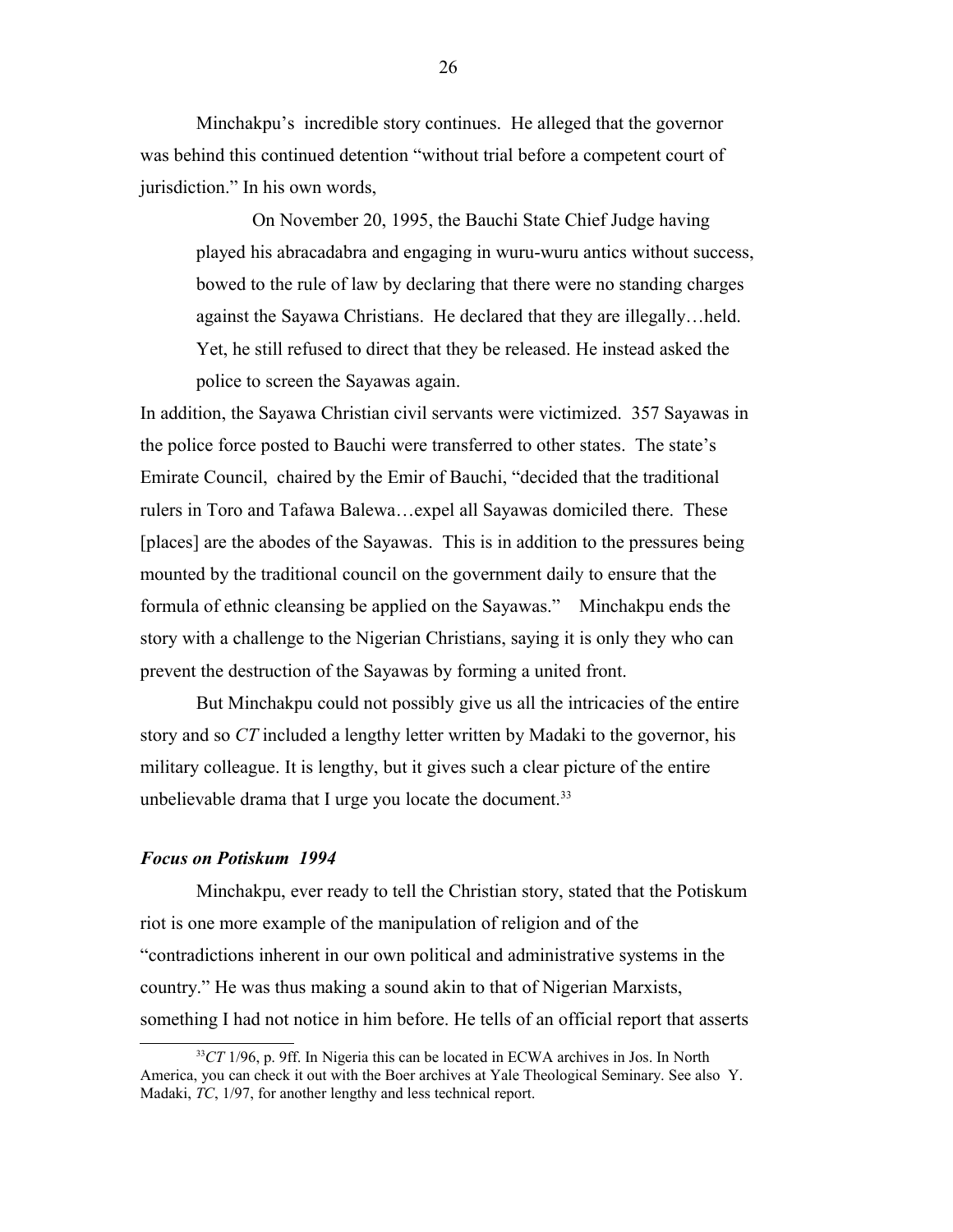Minchakpu's incredible story continues. He alleged that the governor was behind this continued detention "without trial before a competent court of jurisdiction." In his own words,

> On November 20, 1995, the Bauchi State Chief Judge having played his abracadabra and engaging in wuru-wuru antics without success, bowed to the rule of law by declaring that there were no standing charges against the Sayawa Christians. He declared that they are illegally…held. Yet, he still refused to direct that they be released. He instead asked the police to screen the Sayawas again.

In addition, the Sayawa Christian civil servants were victimized. 357 Sayawas in the police force posted to Bauchi were transferred to other states. The state's Emirate Council, chaired by the Emir of Bauchi, "decided that the traditional rulers in Toro and Tafawa Balewa…expel all Sayawas domiciled there. These [places] are the abodes of the Sayawas. This is in addition to the pressures being mounted by the traditional council on the government daily to ensure that the formula of ethnic cleansing be applied on the Sayawas." Minchakpu ends the story with a challenge to the Nigerian Christians, saying it is only they who can prevent the destruction of the Sayawas by forming a united front.

But Minchakpu could not possibly give us all the intricacies of the entire story and so *CT* included a lengthy letter written by Madaki to the governor, his military colleague. It is lengthy, but it gives such a clear picture of the entire unbelievable drama that I urge you locate the document.[33]

### *Focus on Potiskum 1994*

Minchakpu, ever ready to tell the Christian story, stated that the Potiskum riot is one more example of the manipulation of religion and of the "contradictions inherent in our own political and administrative systems in the country." He was thus making a sound akin to that of Nigerian Marxists, something I had not notice in him before. He tells of an official report that asserts

[33] *CT* 1/96, p. 9ff. In Nigeria this can be located in ECWA archives in Jos. In North America, you can check it out with the Boer archives at Yale Theological Seminary. See also Y. Madaki, *TC*, 1/97, for another lengthy and less technical report.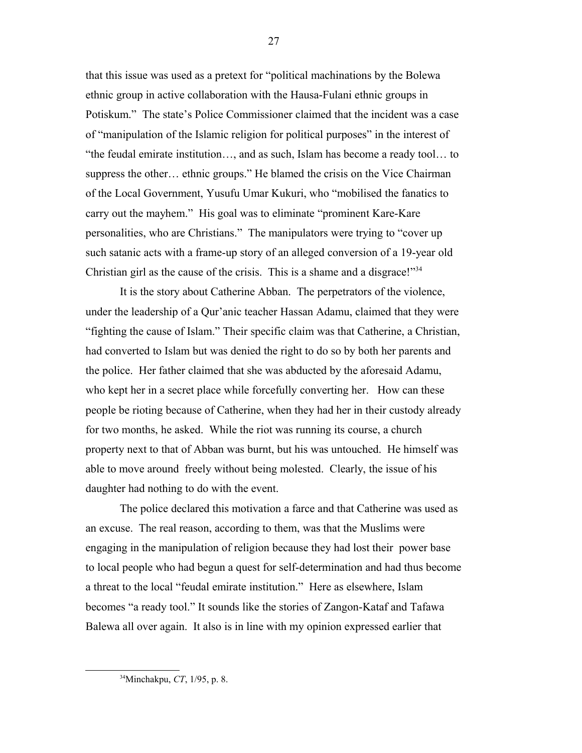that this issue was used as a pretext for "political machinations by the Bolewa ethnic group in active collaboration with the Hausa-Fulani ethnic groups in Potiskum." The state's Police Commissioner claimed that the incident was a case of "manipulation of the Islamic religion for political purposes" in the interest of "the feudal emirate institution…, and as such, Islam has become a ready tool… to suppress the other… ethnic groups." He blamed the crisis on the Vice Chairman of the Local Government, Yusufu Umar Kukuri, who "mobilised the fanatics to carry out the mayhem." His goal was to eliminate "prominent Kare-Kare personalities, who are Christians." The manipulators were trying to "cover up such satanic acts with a frame-up story of an alleged conversion of a 19-year old Christian girl as the cause of the crisis. This is a shame and a disgrace!"[34]

It is the story about Catherine Abban. The perpetrators of the violence, under the leadership of a Qur'anic teacher Hassan Adamu, claimed that they were "fighting the cause of Islam." Their specific claim was that Catherine, a Christian, had converted to Islam but was denied the right to do so by both her parents and the police. Her father claimed that she was abducted by the aforesaid Adamu, who kept her in a secret place while forcefully converting her. How can these people be rioting because of Catherine, when they had her in their custody already for two months, he asked. While the riot was running its course, a church property next to that of Abban was burnt, but his was untouched. He himself was able to move around freely without being molested. Clearly, the issue of his daughter had nothing to do with the event.

The police declared this motivation a farce and that Catherine was used as an excuse. The real reason, according to them, was that the Muslims were engaging in the manipulation of religion because they had lost their power base to local people who had begun a quest for self-determination and had thus become a threat to the local "feudal emirate institution." Here as elsewhere, Islam becomes "a ready tool." It sounds like the stories of Zangon-Kataf and Tafawa Balewa all over again. It also is in line with my opinion expressed earlier that

[34]Minchakpu, *CT*, 1/95, p. 8.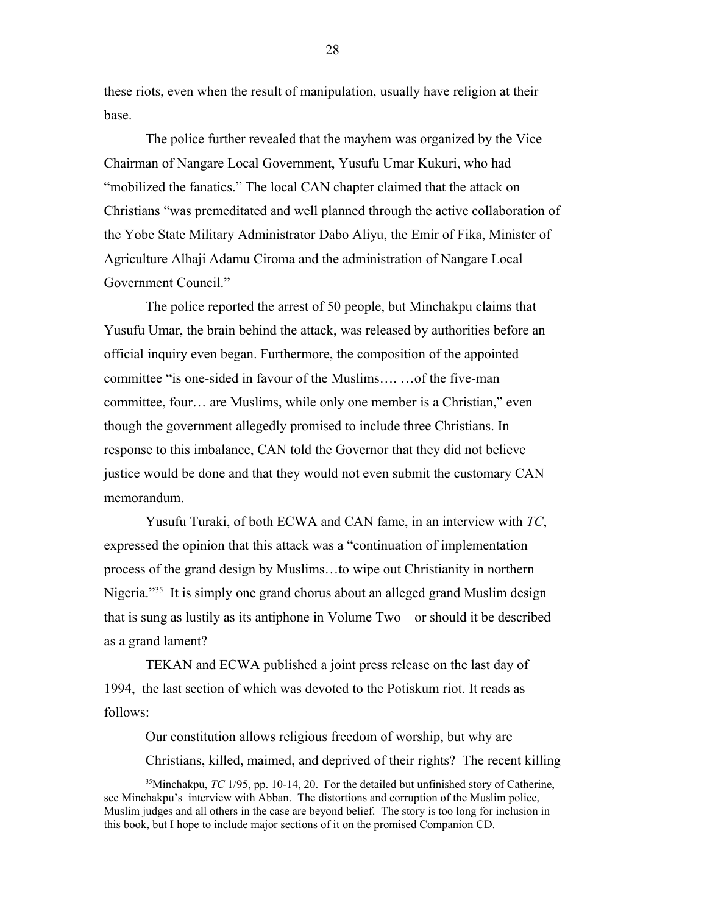these riots, even when the result of manipulation, usually have religion at their base.

The police further revealed that the mayhem was organized by the Vice Chairman of Nangare Local Government, Yusufu Umar Kukuri, who had "mobilized the fanatics." The local CAN chapter claimed that the attack on Christians "was premeditated and well planned through the active collaboration of the Yobe State Military Administrator Dabo Aliyu, the Emir of Fika, Minister of Agriculture Alhaji Adamu Ciroma and the administration of Nangare Local Government Council."

The police reported the arrest of 50 people, but Minchakpu claims that Yusufu Umar, the brain behind the attack, was released by authorities before an official inquiry even began. Furthermore, the composition of the appointed committee "is one-sided in favour of the Muslims…. …of the five-man committee, four… are Muslims, while only one member is a Christian," even though the government allegedly promised to include three Christians. In response to this imbalance, CAN told the Governor that they did not believe justice would be done and that they would not even submit the customary CAN memorandum.

Yusufu Turaki, of both ECWA and CAN fame, in an interview with *TC*, expressed the opinion that this attack was a "continuation of implementation process of the grand design by Muslims…to wipe out Christianity in northern Nigeria."[35] It is simply one grand chorus about an alleged grand Muslim design that is sung as lustily as its antiphone in Volume Two—or should it be described as a grand lament?

TEKAN and ECWA published a joint press release on the last day of 1994, the last section of which was devoted to the Potiskum riot. It reads as follows:

> Our constitution allows religious freedom of worship, but why are Christians, killed, maimed, and deprived of their rights? The recent killing

---

[35]Minchakpu, *TC* 1/95, pp. 10-14, 20. For the detailed but unfinished story of Catherine, see Minchakpu's interview with Abban. The distortions and corruption of the Muslim police, Muslim judges and all others in the case are beyond belief. The story is too long for inclusion in this book, but I hope to include major sections of it on the promised Companion CD.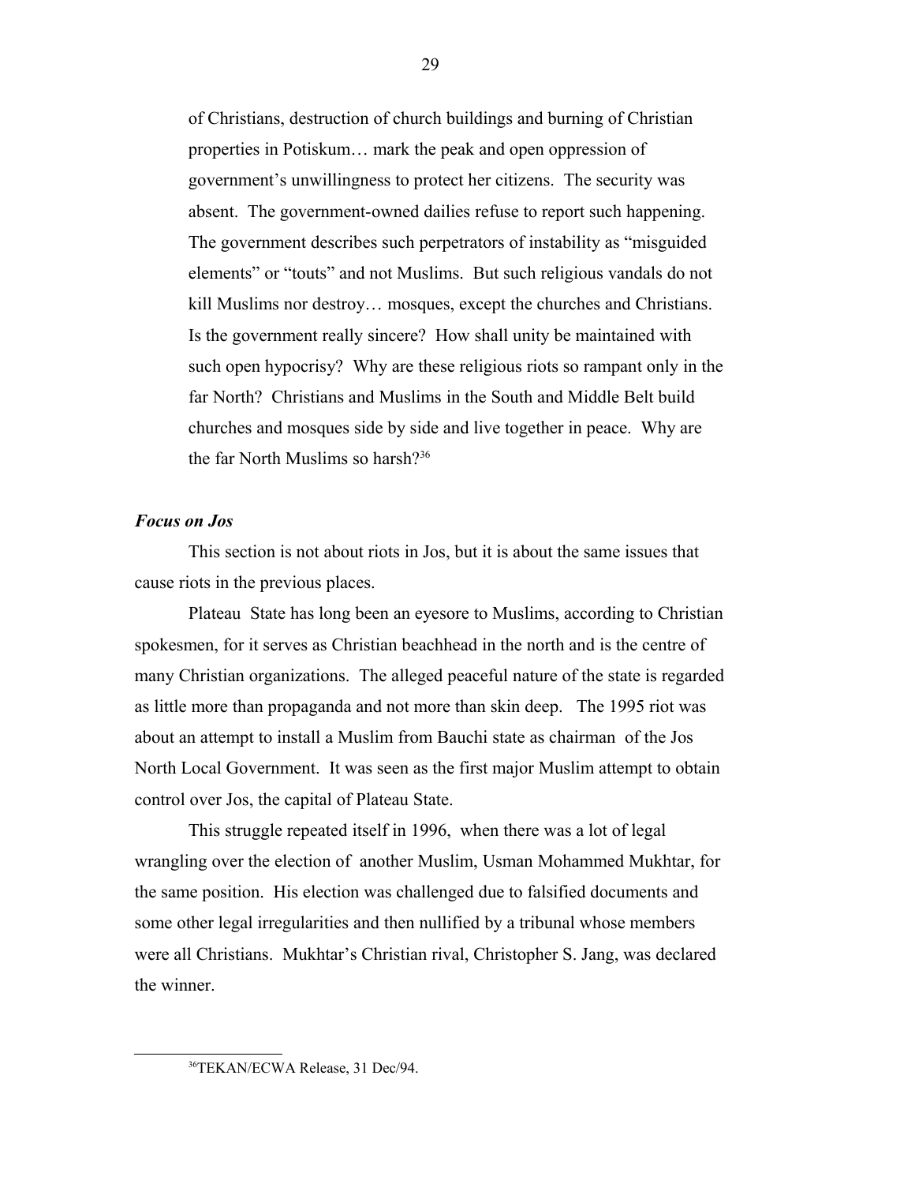> of Christians, destruction of church buildings and burning of Christian properties in Potiskum… mark the peak and open oppression of government's unwillingness to protect her citizens. The security was absent. The government-owned dailies refuse to report such happening. The government describes such perpetrators of instability as "misguided elements" or "touts" and not Muslims. But such religious vandals do not kill Muslims nor destroy… mosques, except the churches and Christians. Is the government really sincere? How shall unity be maintained with such open hypocrisy? Why are these religious riots so rampant only in the far North? Christians and Muslims in the South and Middle Belt build churches and mosques side by side and live together in peace. Why are the far North Muslims so harsh?[36]

***Focus on Jos***

This section is not about riots in Jos, but it is about the same issues that cause riots in the previous places.

Plateau State has long been an eyesore to Muslims, according to Christian spokesmen, for it serves as Christian beachhead in the north and is the centre of many Christian organizations. The alleged peaceful nature of the state is regarded as little more than propaganda and not more than skin deep. The 1995 riot was about an attempt to install a Muslim from Bauchi state as chairman of the Jos North Local Government. It was seen as the first major Muslim attempt to obtain control over Jos, the capital of Plateau State.

This struggle repeated itself in 1996, when there was a lot of legal wrangling over the election of another Muslim, Usman Mohammed Mukhtar, for the same position. His election was challenged due to falsified documents and some other legal irregularities and then nullified by a tribunal whose members were all Christians. Mukhtar's Christian rival, Christopher S. Jang, was declared the winner.

---

[36]TEKAN/ECWA Release, 31 Dec/94.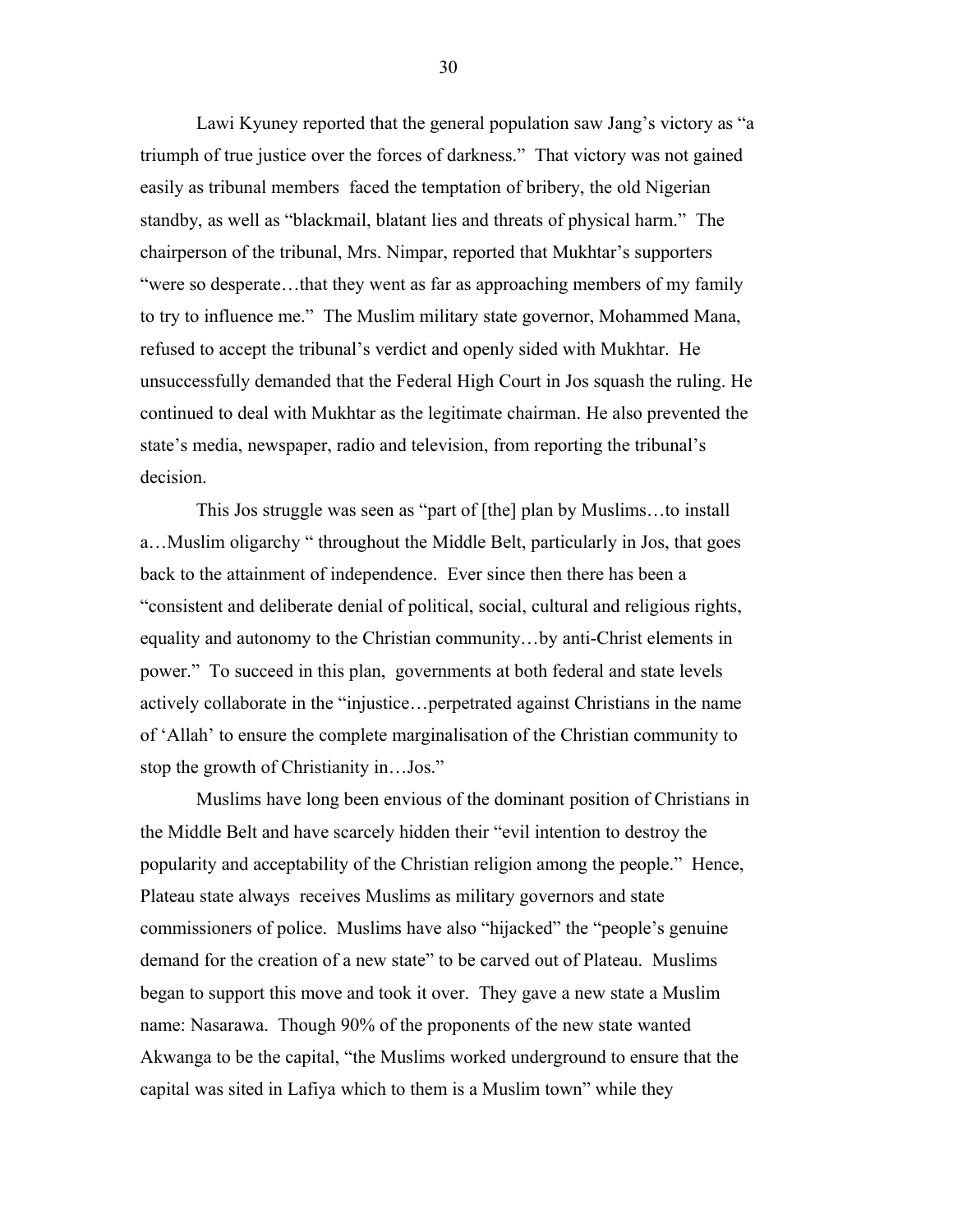Lawi Kyuney reported that the general population saw Jang's victory as "a triumph of true justice over the forces of darkness." That victory was not gained easily as tribunal members faced the temptation of bribery, the old Nigerian standby, as well as "blackmail, blatant lies and threats of physical harm." The chairperson of the tribunal, Mrs. Nimpar, reported that Mukhtar's supporters "were so desperate…that they went as far as approaching members of my family to try to influence me." The Muslim military state governor, Mohammed Mana, refused to accept the tribunal's verdict and openly sided with Mukhtar. He unsuccessfully demanded that the Federal High Court in Jos squash the ruling. He continued to deal with Mukhtar as the legitimate chairman. He also prevented the state's media, newspaper, radio and television, from reporting the tribunal's decision.

This Jos struggle was seen as "part of [the] plan by Muslims…to install a…Muslim oligarchy " throughout the Middle Belt, particularly in Jos, that goes back to the attainment of independence. Ever since then there has been a "consistent and deliberate denial of political, social, cultural and religious rights, equality and autonomy to the Christian community…by anti-Christ elements in power." To succeed in this plan, governments at both federal and state levels actively collaborate in the "injustice…perpetrated against Christians in the name of 'Allah' to ensure the complete marginalisation of the Christian community to stop the growth of Christianity in…Jos."

Muslims have long been envious of the dominant position of Christians in the Middle Belt and have scarcely hidden their "evil intention to destroy the popularity and acceptability of the Christian religion among the people." Hence, Plateau state always receives Muslims as military governors and state commissioners of police. Muslims have also "hijacked" the "people's genuine demand for the creation of a new state" to be carved out of Plateau. Muslims began to support this move and took it over. They gave a new state a Muslim name: Nasarawa. Though 90% of the proponents of the new state wanted Akwanga to be the capital, "the Muslims worked underground to ensure that the capital was sited in Lafiya which to them is a Muslim town" while they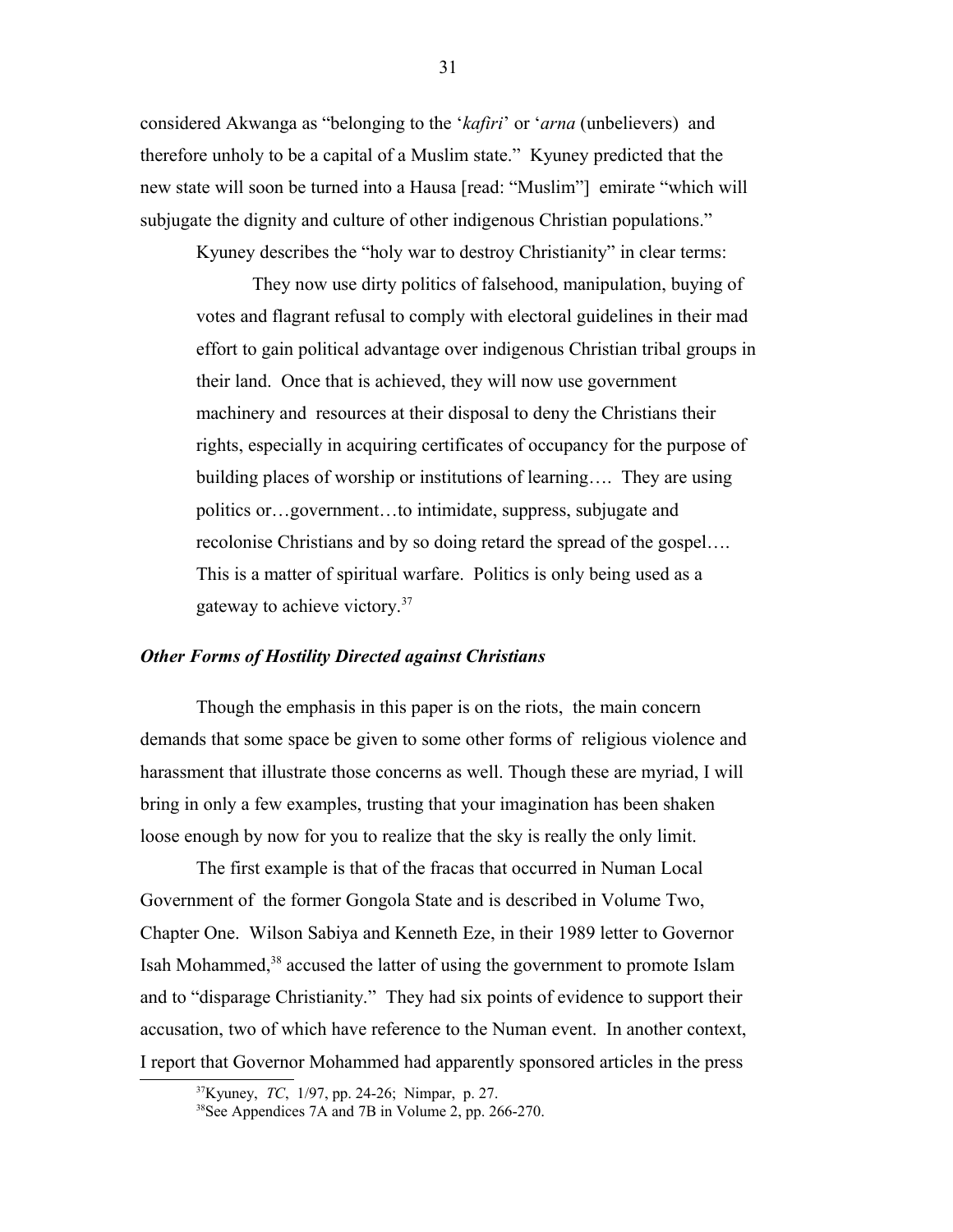considered Akwanga as "belonging to the '*kafiri*' or '*arna* (unbelievers) and therefore unholy to be a capital of a Muslim state." Kyuney predicted that the new state will soon be turned into a Hausa [read: "Muslim"] emirate "which will subjugate the dignity and culture of other indigenous Christian populations."

Kyuney describes the "holy war to destroy Christianity" in clear terms:

> They now use dirty politics of falsehood, manipulation, buying of votes and flagrant refusal to comply with electoral guidelines in their mad effort to gain political advantage over indigenous Christian tribal groups in their land. Once that is achieved, they will now use government machinery and resources at their disposal to deny the Christians their rights, especially in acquiring certificates of occupancy for the purpose of building places of worship or institutions of learning…. They are using politics or…government…to intimidate, suppress, subjugate and recolonise Christians and by so doing retard the spread of the gospel…. This is a matter of spiritual warfare. Politics is only being used as a gateway to achieve victory.[37]

### *Other Forms of Hostility Directed against Christians*

Though the emphasis in this paper is on the riots, the main concern demands that some space be given to some other forms of religious violence and harassment that illustrate those concerns as well. Though these are myriad, I will bring in only a few examples, trusting that your imagination has been shaken loose enough by now for you to realize that the sky is really the only limit.

The first example is that of the fracas that occurred in Numan Local Government of the former Gongola State and is described in Volume Two, Chapter One. Wilson Sabiya and Kenneth Eze, in their 1989 letter to Governor Isah Mohammed,[38] accused the latter of using the government to promote Islam and to "disparage Christianity." They had six points of evidence to support their accusation, two of which have reference to the Numan event. In another context, I report that Governor Mohammed had apparently sponsored articles in the press

---

[37] Kyuney, *TC*, 1/97, pp. 24-26; Nimpar, p. 27.

[38] See Appendices 7A and 7B in Volume 2, pp. 266-270.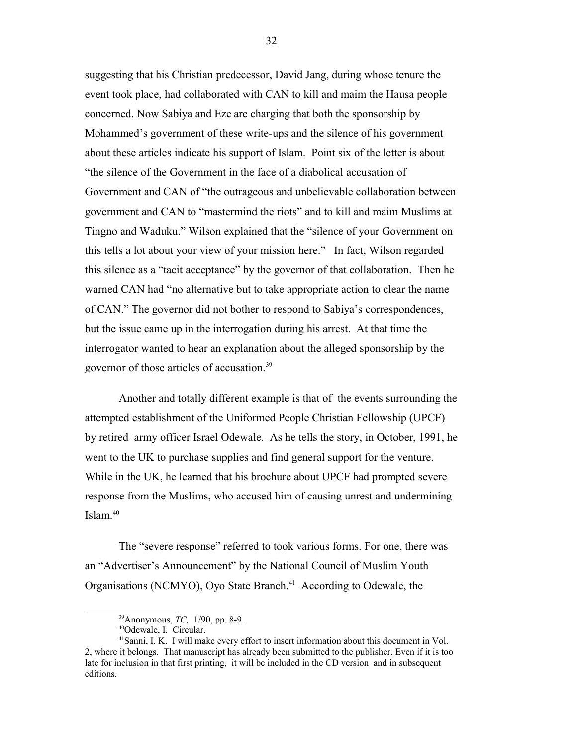suggesting that his Christian predecessor, David Jang, during whose tenure the event took place, had collaborated with CAN to kill and maim the Hausa people concerned. Now Sabiya and Eze are charging that both the sponsorship by Mohammed's government of these write-ups and the silence of his government about these articles indicate his support of Islam. Point six of the letter is about "the silence of the Government in the face of a diabolical accusation of Government and CAN of "the outrageous and unbelievable collaboration between government and CAN to "mastermind the riots" and to kill and maim Muslims at Tingno and Waduku." Wilson explained that the "silence of your Government on this tells a lot about your view of your mission here." In fact, Wilson regarded this silence as a "tacit acceptance" by the governor of that collaboration. Then he warned CAN had "no alternative but to take appropriate action to clear the name of CAN." The governor did not bother to respond to Sabiya's correspondences, but the issue came up in the interrogation during his arrest. At that time the interrogator wanted to hear an explanation about the alleged sponsorship by the governor of those articles of accusation.[39]

Another and totally different example is that of the events surrounding the attempted establishment of the Uniformed People Christian Fellowship (UPCF) by retired army officer Israel Odewale. As he tells the story, in October, 1991, he went to the UK to purchase supplies and find general support for the venture. While in the UK, he learned that his brochure about UPCF had prompted severe response from the Muslims, who accused him of causing unrest and undermining Islam.[40]

The "severe response" referred to took various forms. For one, there was an "Advertiser's Announcement" by the National Council of Muslim Youth Organisations (NCMYO), Oyo State Branch.[41] According to Odewale, the

---

[39]Anonymous, *TC,* 1/90, pp. 8-9.

[40]Odewale, I. Circular.

[41]Sanni, I. K. I will make every effort to insert information about this document in Vol. 2, where it belongs. That manuscript has already been submitted to the publisher. Even if it is too late for inclusion in that first printing, it will be included in the CD version and in subsequent editions.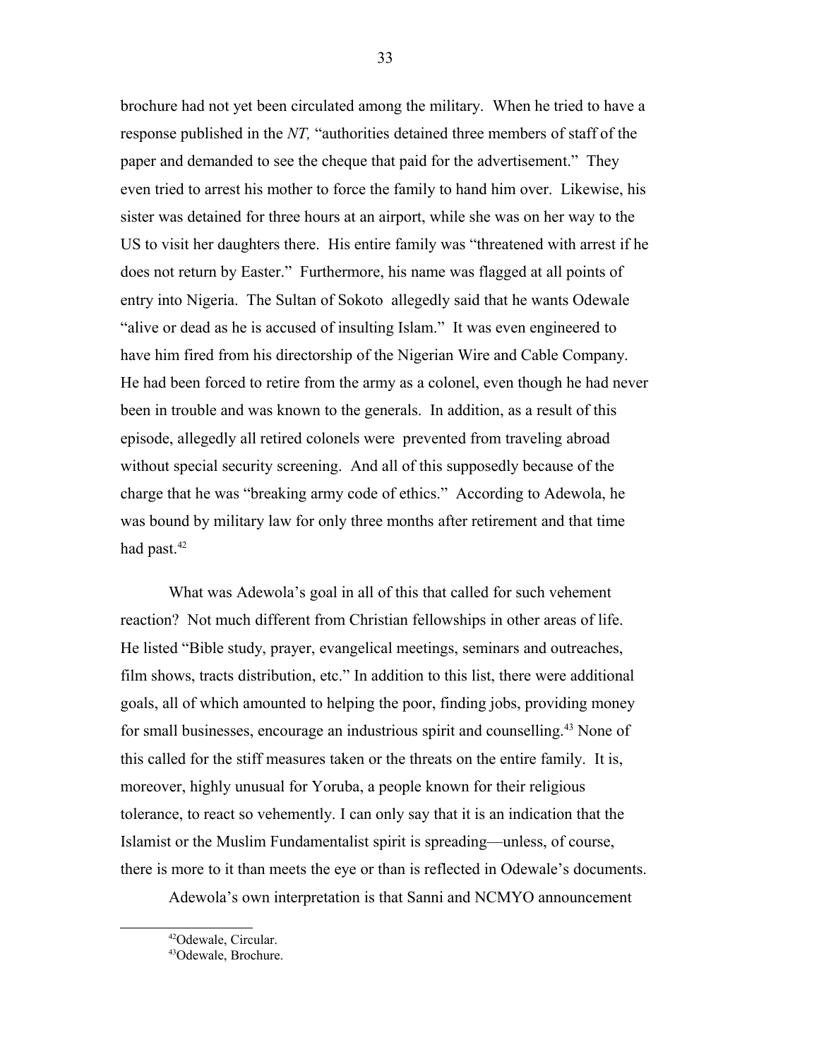brochure had not yet been circulated among the military. When he tried to have a response published in the *NT,* "authorities detained three members of staff of the paper and demanded to see the cheque that paid for the advertisement." They even tried to arrest his mother to force the family to hand him over. Likewise, his sister was detained for three hours at an airport, while she was on her way to the US to visit her daughters there. His entire family was "threatened with arrest if he does not return by Easter." Furthermore, his name was flagged at all points of entry into Nigeria. The Sultan of Sokoto allegedly said that he wants Odewale "alive or dead as he is accused of insulting Islam." It was even engineered to have him fired from his directorship of the Nigerian Wire and Cable Company. He had been forced to retire from the army as a colonel, even though he had never been in trouble and was known to the generals. In addition, as a result of this episode, allegedly all retired colonels were prevented from traveling abroad without special security screening. And all of this supposedly because of the charge that he was "breaking army code of ethics." According to Adewola, he was bound by military law for only three months after retirement and that time had past.[42]

What was Adewola's goal in all of this that called for such vehement reaction? Not much different from Christian fellowships in other areas of life. He listed "Bible study, prayer, evangelical meetings, seminars and outreaches, film shows, tracts distribution, etc." In addition to this list, there were additional goals, all of which amounted to helping the poor, finding jobs, providing money for small businesses, encourage an industrious spirit and counselling.[43] None of this called for the stiff measures taken or the threats on the entire family. It is, moreover, highly unusual for Yoruba, a people known for their religious tolerance, to react so vehemently. I can only say that it is an indication that the Islamist or the Muslim Fundamentalist spirit is spreading—unless, of course, there is more to it than meets the eye or than is reflected in Odewale's documents.

Adewola's own interpretation is that Sanni and NCMYO announcement

[42]Odewale, Circular.

[43]Odewale, Brochure.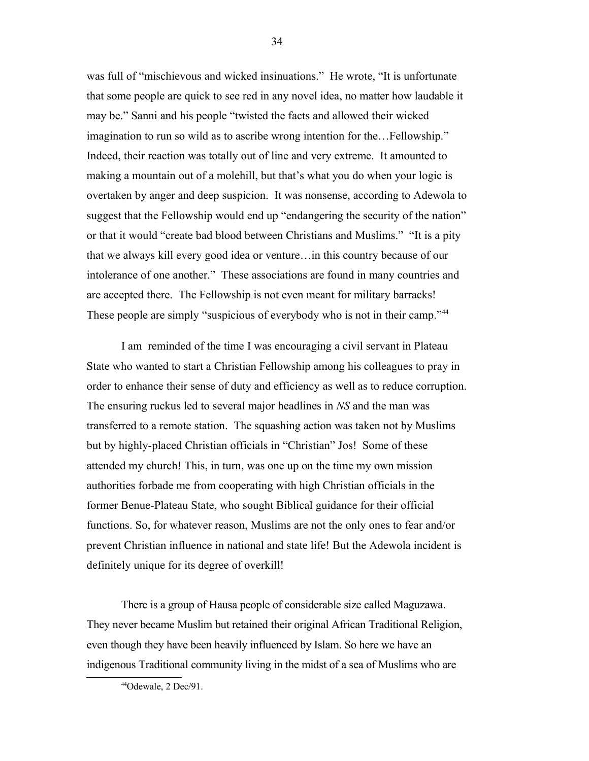was full of "mischievous and wicked insinuations." He wrote, "It is unfortunate that some people are quick to see red in any novel idea, no matter how laudable it may be." Sanni and his people "twisted the facts and allowed their wicked imagination to run so wild as to ascribe wrong intention for the…Fellowship." Indeed, their reaction was totally out of line and very extreme. It amounted to making a mountain out of a molehill, but that's what you do when your logic is overtaken by anger and deep suspicion. It was nonsense, according to Adewola to suggest that the Fellowship would end up "endangering the security of the nation" or that it would "create bad blood between Christians and Muslims." "It is a pity that we always kill every good idea or venture…in this country because of our intolerance of one another." These associations are found in many countries and are accepted there. The Fellowship is not even meant for military barracks! These people are simply "suspicious of everybody who is not in their camp."[44]

I am reminded of the time I was encouraging a civil servant in Plateau State who wanted to start a Christian Fellowship among his colleagues to pray in order to enhance their sense of duty and efficiency as well as to reduce corruption. The ensuring ruckus led to several major headlines in *NS* and the man was transferred to a remote station. The squashing action was taken not by Muslims but by highly-placed Christian officials in "Christian" Jos! Some of these attended my church! This, in turn, was one up on the time my own mission authorities forbade me from cooperating with high Christian officials in the former Benue-Plateau State, who sought Biblical guidance for their official functions. So, for whatever reason, Muslims are not the only ones to fear and/or prevent Christian influence in national and state life! But the Adewola incident is definitely unique for its degree of overkill!

There is a group of Hausa people of considerable size called Maguzawa. They never became Muslim but retained their original African Traditional Religion, even though they have been heavily influenced by Islam. So here we have an indigenous Traditional community living in the midst of a sea of Muslims who are

[44]Odewale, 2 Dec/91.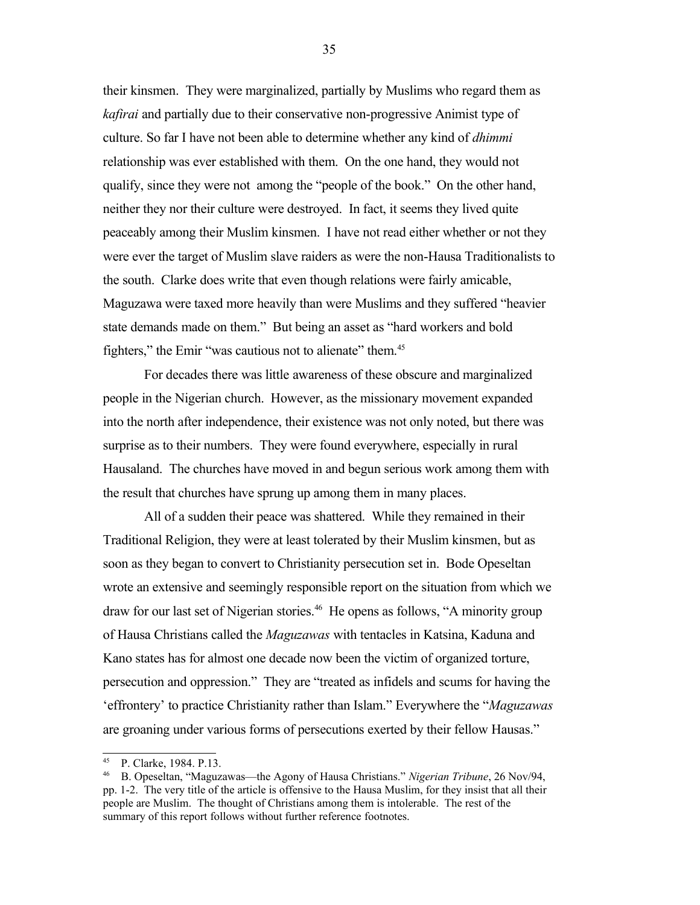their kinsmen. They were marginalized, partially by Muslims who regard them as *kafirai* and partially due to their conservative non-progressive Animist type of culture. So far I have not been able to determine whether any kind of *dhimmi* relationship was ever established with them. On the one hand, they would not qualify, since they were not among the "people of the book." On the other hand, neither they nor their culture were destroyed. In fact, it seems they lived quite peaceably among their Muslim kinsmen. I have not read either whether or not they were ever the target of Muslim slave raiders as were the non-Hausa Traditionalists to the south. Clarke does write that even though relations were fairly amicable, Maguzawa were taxed more heavily than were Muslims and they suffered "heavier state demands made on them." But being an asset as "hard workers and bold fighters," the Emir "was cautious not to alienate" them.[45]

For decades there was little awareness of these obscure and marginalized people in the Nigerian church. However, as the missionary movement expanded into the north after independence, their existence was not only noted, but there was surprise as to their numbers. They were found everywhere, especially in rural Hausaland. The churches have moved in and begun serious work among them with the result that churches have sprung up among them in many places.

All of a sudden their peace was shattered. While they remained in their Traditional Religion, they were at least tolerated by their Muslim kinsmen, but as soon as they began to convert to Christianity persecution set in. Bode Opeseltan wrote an extensive and seemingly responsible report on the situation from which we draw for our last set of Nigerian stories.[46] He opens as follows, "A minority group of Hausa Christians called the *Maguzawas* with tentacles in Katsina, Kaduna and Kano states has for almost one decade now been the victim of organized torture, persecution and oppression." They are "treated as infidels and scums for having the 'effrontery' to practice Christianity rather than Islam." Everywhere the "*Maguzawas* are groaning under various forms of persecutions exerted by their fellow Hausas."

---

[45] P. Clarke, 1984. P.13.

[46] B. Opeseltan, "Maguzawas—the Agony of Hausa Christians." *Nigerian Tribune*, 26 Nov/94, pp. 1-2. The very title of the article is offensive to the Hausa Muslim, for they insist that all their people are Muslim. The thought of Christians among them is intolerable. The rest of the summary of this report follows without further reference footnotes.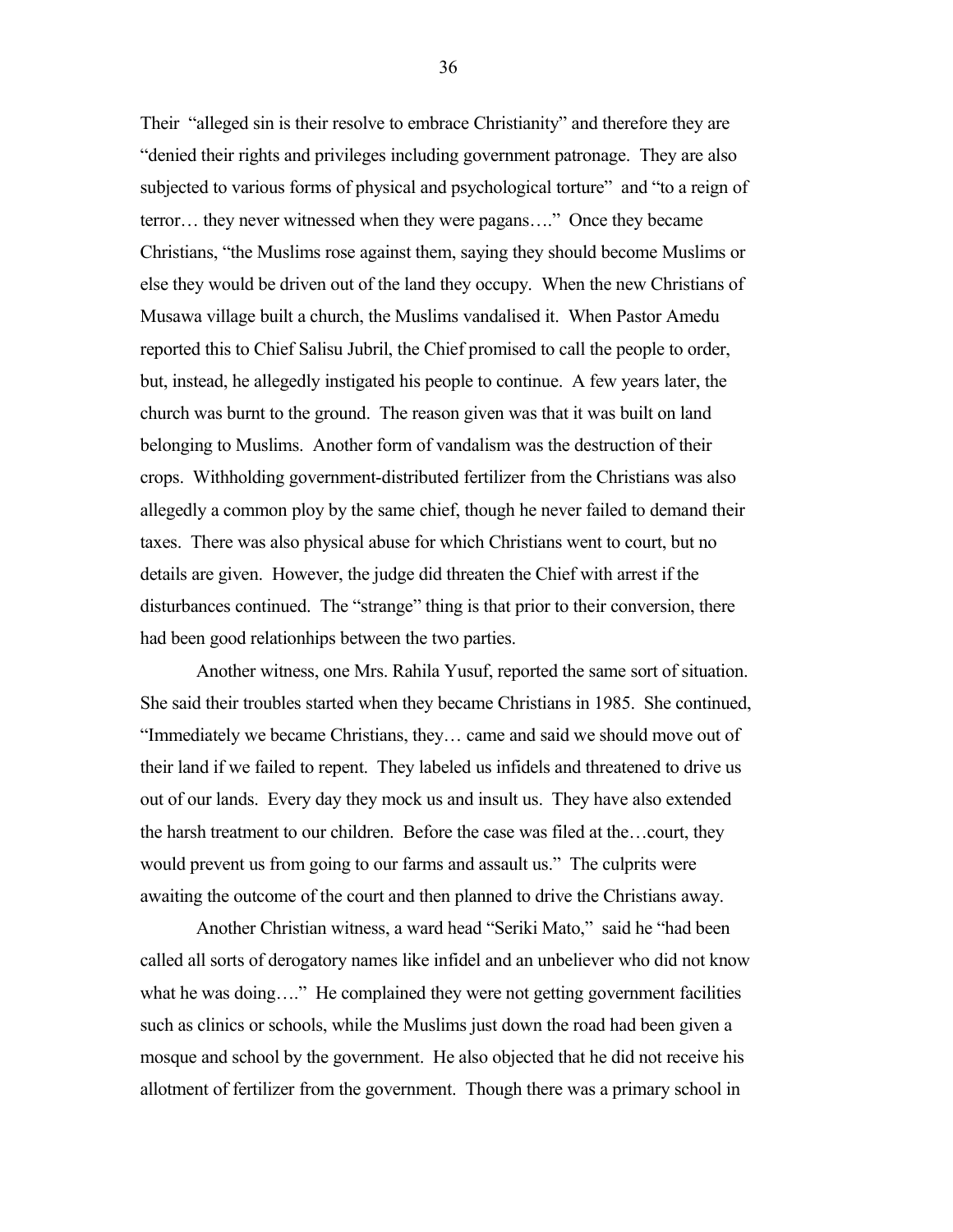Their "alleged sin is their resolve to embrace Christianity" and therefore they are "denied their rights and privileges including government patronage. They are also subjected to various forms of physical and psychological torture" and "to a reign of terror… they never witnessed when they were pagans…." Once they became Christians, "the Muslims rose against them, saying they should become Muslims or else they would be driven out of the land they occupy. When the new Christians of Musawa village built a church, the Muslims vandalised it. When Pastor Amedu reported this to Chief Salisu Jubril, the Chief promised to call the people to order, but, instead, he allegedly instigated his people to continue. A few years later, the church was burnt to the ground. The reason given was that it was built on land belonging to Muslims. Another form of vandalism was the destruction of their crops. Withholding government-distributed fertilizer from the Christians was also allegedly a common ploy by the same chief, though he never failed to demand their taxes. There was also physical abuse for which Christians went to court, but no details are given. However, the judge did threaten the Chief with arrest if the disturbances continued. The "strange" thing is that prior to their conversion, there had been good relationhips between the two parties.

Another witness, one Mrs. Rahila Yusuf, reported the same sort of situation. She said their troubles started when they became Christians in 1985. She continued, "Immediately we became Christians, they… came and said we should move out of their land if we failed to repent. They labeled us infidels and threatened to drive us out of our lands. Every day they mock us and insult us. They have also extended the harsh treatment to our children. Before the case was filed at the…court, they would prevent us from going to our farms and assault us." The culprits were awaiting the outcome of the court and then planned to drive the Christians away.

Another Christian witness, a ward head "Seriki Mato," said he "had been called all sorts of derogatory names like infidel and an unbeliever who did not know what he was doing…." He complained they were not getting government facilities such as clinics or schools, while the Muslims just down the road had been given a mosque and school by the government. He also objected that he did not receive his allotment of fertilizer from the government. Though there was a primary school in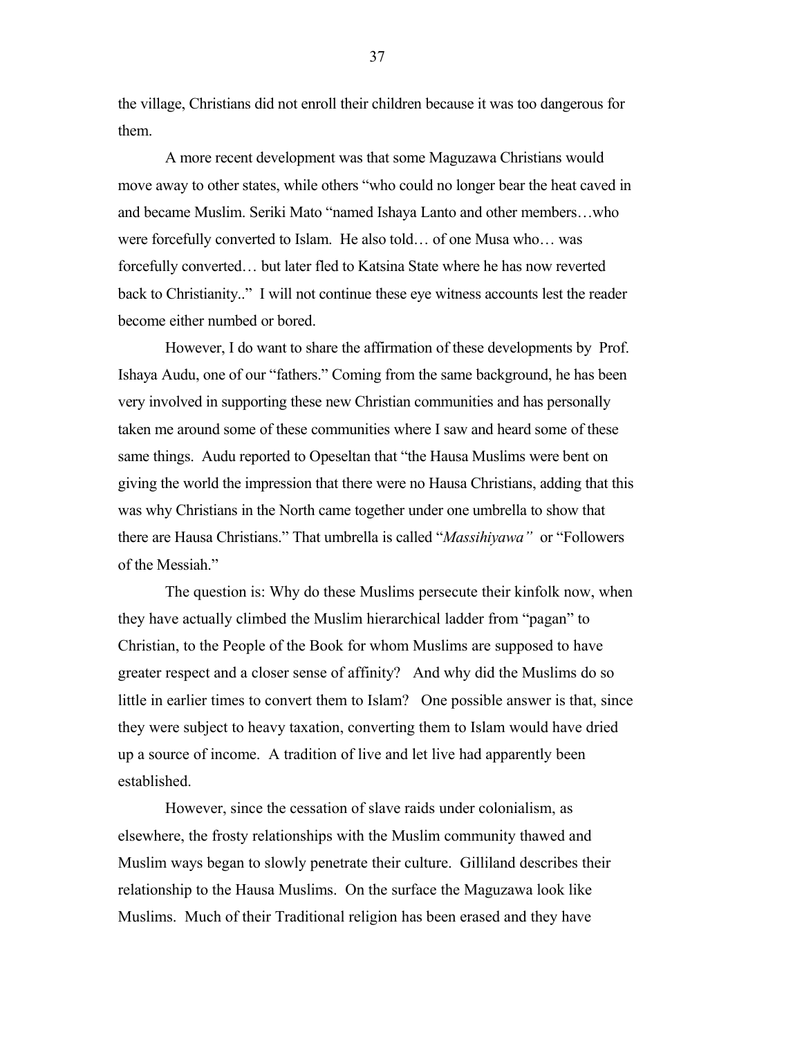the village, Christians did not enroll their children because it was too dangerous for them.

A more recent development was that some Maguzawa Christians would move away to other states, while others "who could no longer bear the heat caved in and became Muslim. Seriki Mato "named Ishaya Lanto and other members…who were forcefully converted to Islam. He also told… of one Musa who… was forcefully converted… but later fled to Katsina State where he has now reverted back to Christianity.." I will not continue these eye witness accounts lest the reader become either numbed or bored.

However, I do want to share the affirmation of these developments by Prof. Ishaya Audu, one of our "fathers." Coming from the same background, he has been very involved in supporting these new Christian communities and has personally taken me around some of these communities where I saw and heard some of these same things. Audu reported to Opeseltan that "the Hausa Muslims were bent on giving the world the impression that there were no Hausa Christians, adding that this was why Christians in the North came together under one umbrella to show that there are Hausa Christians." That umbrella is called "*Massihiyawa"* or "Followers of the Messiah."

The question is: Why do these Muslims persecute their kinfolk now, when they have actually climbed the Muslim hierarchical ladder from "pagan" to Christian, to the People of the Book for whom Muslims are supposed to have greater respect and a closer sense of affinity? And why did the Muslims do so little in earlier times to convert them to Islam? One possible answer is that, since they were subject to heavy taxation, converting them to Islam would have dried up a source of income. A tradition of live and let live had apparently been established.

However, since the cessation of slave raids under colonialism, as elsewhere, the frosty relationships with the Muslim community thawed and Muslim ways began to slowly penetrate their culture. Gilliland describes their relationship to the Hausa Muslims. On the surface the Maguzawa look like Muslims. Much of their Traditional religion has been erased and they have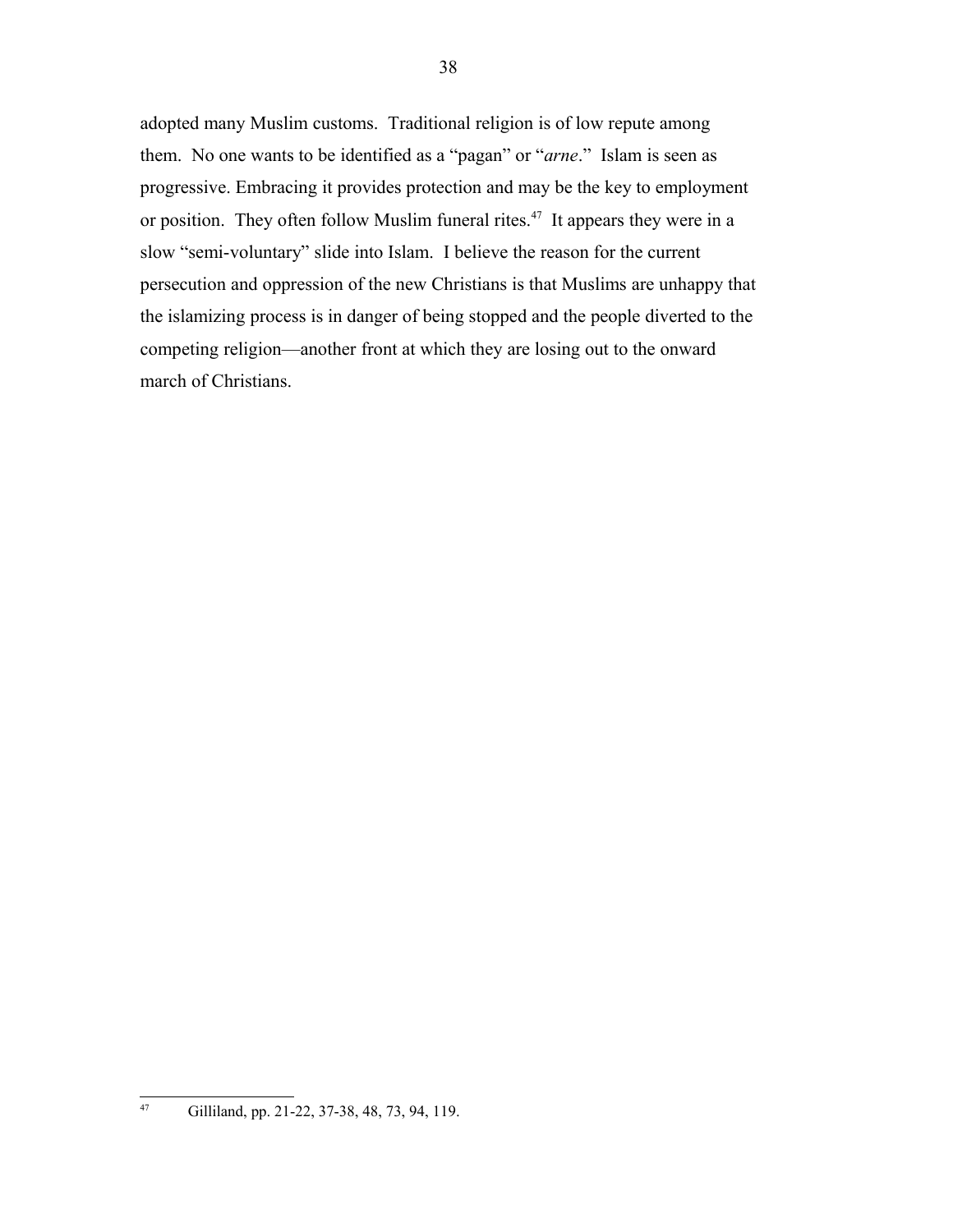adopted many Muslim customs. Traditional religion is of low repute among them. No one wants to be identified as a "pagan" or "*arne*." Islam is seen as progressive. Embracing it provides protection and may be the key to employment or position. They often follow Muslim funeral rites.[47] It appears they were in a slow "semi-voluntary" slide into Islam. I believe the reason for the current persecution and oppression of the new Christians is that Muslims are unhappy that the islamizing process is in danger of being stopped and the people diverted to the competing religion—another front at which they are losing out to the onward march of Christians.

---

[47] Gilliland, pp. 21-22, 37-38, 48, 73, 94, 119.